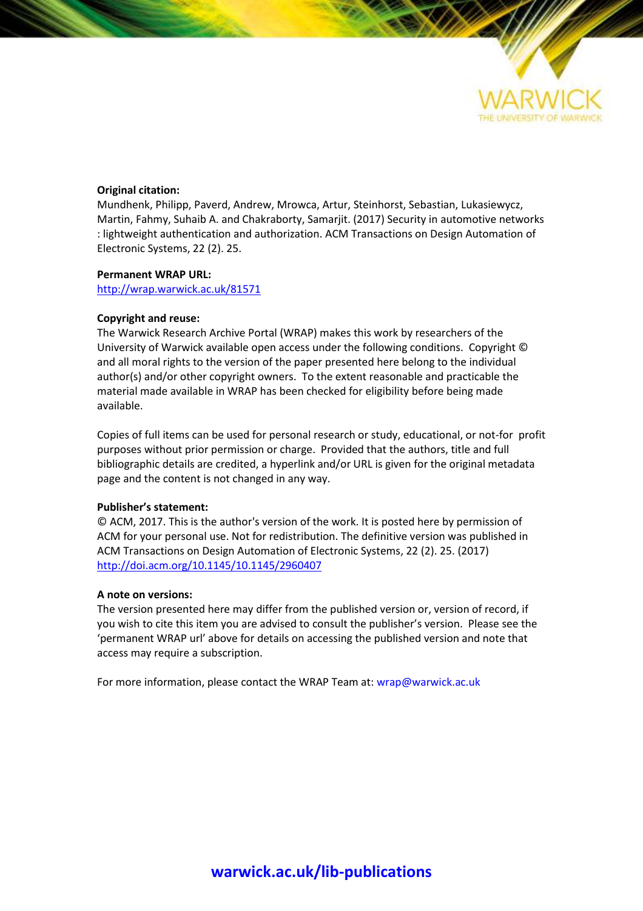**Original citation:**
Mundhenk, Philipp, Paverd, Andrew, Mrowca, Artur, Steinhorst, Sebastian, Lukasiewycz, Martin, Fahmy, Suhaib A. and Chakraborty, Samarjit. (2017) Security in automotive networks : lightweight authentication and authorization. ACM Transactions on Design Automation of Electronic Systems, 22 (2). 25.

**Permanent WRAP URL:**
http://wrap.warwick.ac.uk/81571

**Copyright and reuse:**
The Warwick Research Archive Portal (WRAP) makes this work by researchers of the University of Warwick available open access under the following conditions. Copyright © and all moral rights to the version of the paper presented here belong to the individual author(s) and/or other copyright owners. To the extent reasonable and practicable the material made available in WRAP has been checked for eligibility before being made available.

Copies of full items can be used for personal research or study, educational, or not-for profit purposes without prior permission or charge. Provided that the authors, title and full bibliographic details are credited, a hyperlink and/or URL is given for the original metadata page and the content is not changed in any way.

**Publisher's statement:**
© ACM, 2017. This is the author's version of the work. It is posted here by permission of ACM for your personal use. Not for redistribution. The definitive version was published in ACM Transactions on Design Automation of Electronic Systems, 22 (2). 25. (2017) http://doi.acm.org/10.1145/10.1145/2960407

**A note on versions:**
The version presented here may differ from the published version or, version of record, if you wish to cite this item you are advised to consult the publisher's version. Please see the 'permanent WRAP url' above for details on accessing the published version and note that access may require a subscription.

For more information, please contact the WRAP Team at: wrap@warwick.ac.uk

**warwick.ac.uk/lib-publications**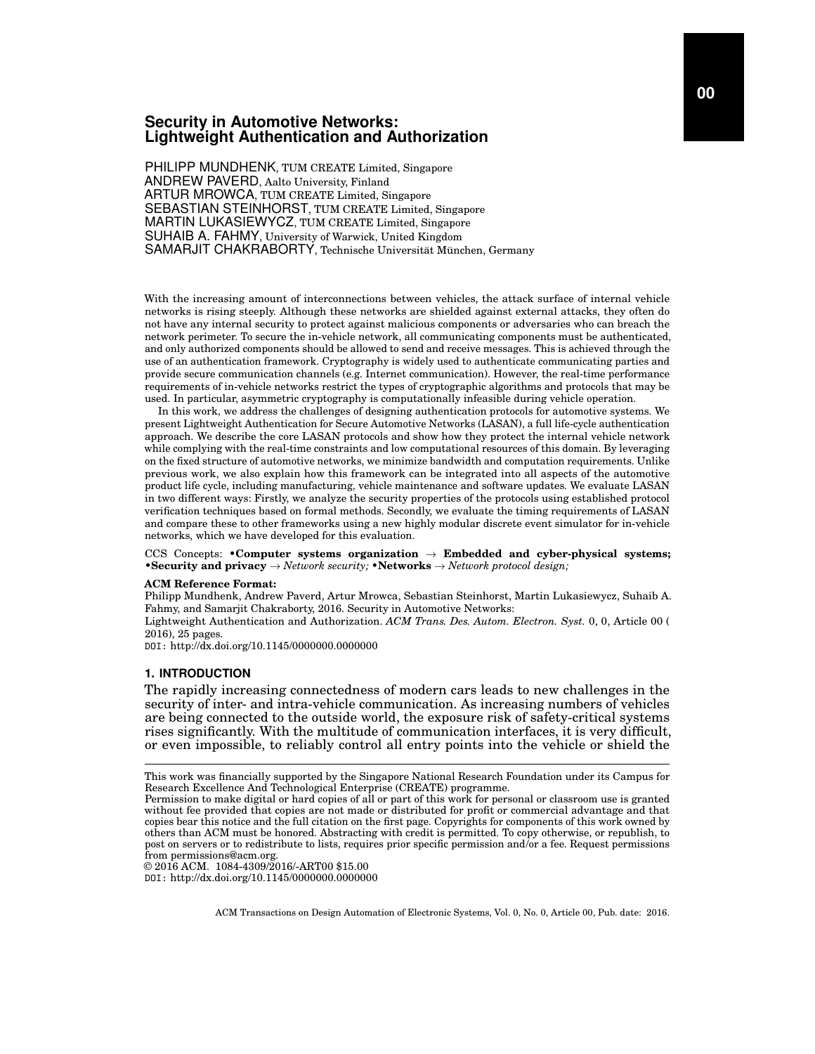# Security in Automotive Networks: Lightweight Authentication and Authorization

PHILIPP MUNDHENK, TUM CREATE Limited, Singapore
ANDREW PAVERD, Aalto University, Finland
ARTUR MROWCA, TUM CREATE Limited, Singapore
SEBASTIAN STEINHORST, TUM CREATE Limited, Singapore
MARTIN LUKASIEWYCZ, TUM CREATE Limited, Singapore
SUHAIB A. FAHMY, University of Warwick, United Kingdom
SAMARJIT CHAKRABORTY, Technische Universität München, Germany

With the increasing amount of interconnections between vehicles, the attack surface of internal vehicle networks is rising steeply. Although these networks are shielded against external attacks, they often do not have any internal security to protect against malicious components or adversaries who can breach the network perimeter. To secure the in-vehicle network, all communicating components must be authenticated, and only authorized components should be allowed to send and receive messages. This is achieved through the use of an authentication framework. Cryptography is widely used to authenticate communicating parties and provide secure communication channels (e.g. Internet communication). However, the real-time performance requirements of in-vehicle networks restrict the types of cryptographic algorithms and protocols that may be used. In particular, asymmetric cryptography is computationally infeasible during vehicle operation.

In this work, we address the challenges of designing authentication protocols for automotive systems. We present Lightweight Authentication for Secure Automotive Networks (LASAN), a full life-cycle authentication approach. We describe the core LASAN protocols and show how they protect the internal vehicle network while complying with the real-time constraints and low computational resources of this domain. By leveraging on the fixed structure of automotive networks, we minimize bandwidth and computation requirements. Unlike previous work, we also explain how this framework can be integrated into all aspects of the automotive product life cycle, including manufacturing, vehicle maintenance and software updates. We evaluate LASAN in two different ways: Firstly, we analyze the security properties of the protocols using established protocol verification techniques based on formal methods. Secondly, we evaluate the timing requirements of LASAN and compare these to other frameworks using a new highly modular discrete event simulator for in-vehicle networks, which we have developed for this evaluation.

CCS Concepts: **•Computer systems organization → Embedded and cyber-physical systems; •Security and privacy** → *Network security;* **•Networks** → *Network protocol design;*

**ACM Reference Format:**
Philipp Mundhenk, Andrew Paverd, Artur Mrowca, Sebastian Steinhorst, Martin Lukasiewycz, Suhaib A. Fahmy, and Samarjit Chakraborty, 2016. Security in Automotive Networks: Lightweight Authentication and Authorization. *ACM Trans. Des. Autom. Electron. Syst.* 0, 0, Article 00 ( 2016), 25 pages.
DOI: http://dx.doi.org/10.1145/0000000.0000000

## 1. INTRODUCTION

The rapidly increasing connectedness of modern cars leads to new challenges in the security of inter- and intra-vehicle communication. As increasing numbers of vehicles are being connected to the outside world, the exposure risk of safety-critical systems rises significantly. With the multitude of communication interfaces, it is very difficult, or even impossible, to reliably control all entry points into the vehicle or shield the

This work was financially supported by the Singapore National Research Foundation under its Campus for Research Excellence And Technological Enterprise (CREATE) programme.
Permission to make digital or hard copies of all or part of this work for personal or classroom use is granted without fee provided that copies are not made or distributed for profit or commercial advantage and that copies bear this notice and the full citation on the first page. Copyrights for components of this work owned by others than ACM must be honored. Abstracting with credit is permitted. To copy otherwise, or republish, to post on servers or to redistribute to lists, requires prior specific permission and/or a fee. Request permissions from permissions@acm.org.
© 2016 ACM. 1084-4309/2016/-ART00 $15.00
DOI: http://dx.doi.org/10.1145/0000000.0000000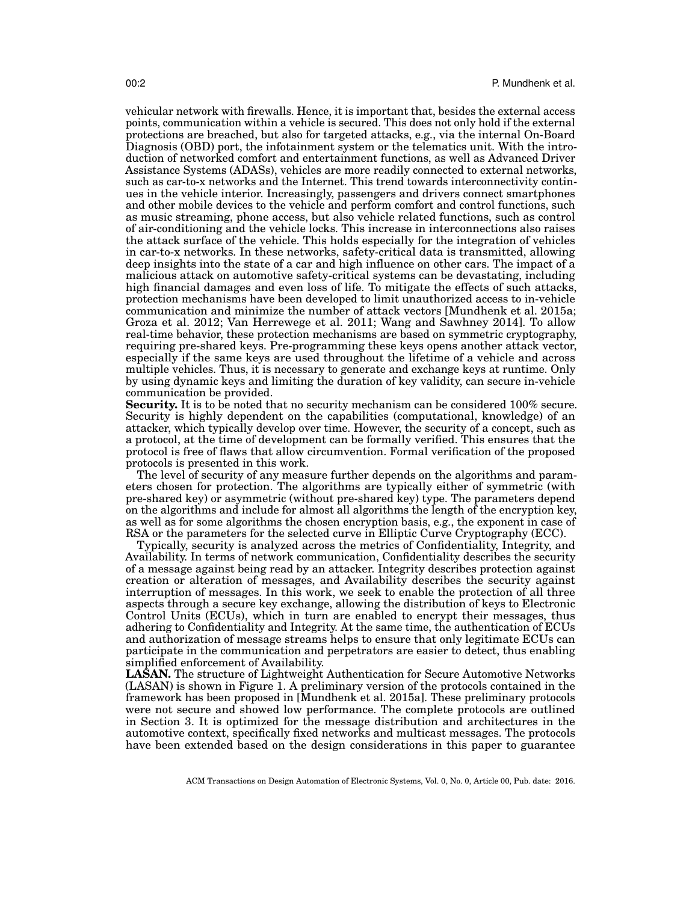vehicular network with firewalls. Hence, it is important that, besides the external access points, communication within a vehicle is secured. This does not only hold if the external protections are breached, but also for targeted attacks, e.g., via the internal On-Board Diagnosis (OBD) port, the infotainment system or the telematics unit. With the introduction of networked comfort and entertainment functions, as well as Advanced Driver Assistance Systems (ADASs), vehicles are more readily connected to external networks, such as car-to-x networks and the Internet. This trend towards interconnectivity continues in the vehicle interior. Increasingly, passengers and drivers connect smartphones and other mobile devices to the vehicle and perform comfort and control functions, such as music streaming, phone access, but also vehicle related functions, such as control of air-conditioning and the vehicle locks. This increase in interconnections also raises the attack surface of the vehicle. This holds especially for the integration of vehicles in car-to-x networks. In these networks, safety-critical data is transmitted, allowing deep insights into the state of a car and high influence on other cars. The impact of a malicious attack on automotive safety-critical systems can be devastating, including high financial damages and even loss of life. To mitigate the effects of such attacks, protection mechanisms have been developed to limit unauthorized access to in-vehicle communication and minimize the number of attack vectors [Mundhenk et al. 2015a; Groza et al. 2012; Van Herrewege et al. 2011; Wang and Sawhney 2014]. To allow real-time behavior, these protection mechanisms are based on symmetric cryptography, requiring pre-shared keys. Pre-programming these keys opens another attack vector, especially if the same keys are used throughout the lifetime of a vehicle and across multiple vehicles. Thus, it is necessary to generate and exchange keys at runtime. Only by using dynamic keys and limiting the duration of key validity, can secure in-vehicle communication be provided.

**Security.** It is to be noted that no security mechanism can be considered 100% secure. Security is highly dependent on the capabilities (computational, knowledge) of an attacker, which typically develop over time. However, the security of a concept, such as a protocol, at the time of development can be formally verified. This ensures that the protocol is free of flaws that allow circumvention. Formal verification of the proposed protocols is presented in this work.

The level of security of any measure further depends on the algorithms and parameters chosen for protection. The algorithms are typically either of symmetric (with pre-shared key) or asymmetric (without pre-shared key) type. The parameters depend on the algorithms and include for almost all algorithms the length of the encryption key, as well as for some algorithms the chosen encryption basis, e.g., the exponent in case of RSA or the parameters for the selected curve in Elliptic Curve Cryptography (ECC).

Typically, security is analyzed across the metrics of Confidentiality, Integrity, and Availability. In terms of network communication, Confidentiality describes the security of a message against being read by an attacker. Integrity describes protection against creation or alteration of messages, and Availability describes the security against interruption of messages. In this work, we seek to enable the protection of all three aspects through a secure key exchange, allowing the distribution of keys to Electronic Control Units (ECUs), which in turn are enabled to encrypt their messages, thus adhering to Confidentiality and Integrity. At the same time, the authentication of ECUs and authorization of message streams helps to ensure that only legitimate ECUs can participate in the communication and perpetrators are easier to detect, thus enabling simplified enforcement of Availability.

**LASAN.** The structure of Lightweight Authentication for Secure Automotive Networks (LASAN) is shown in Figure 1. A preliminary version of the protocols contained in the framework has been proposed in [Mundhenk et al. 2015a]. These preliminary protocols were not secure and showed low performance. The complete protocols are outlined in Section 3. It is optimized for the message distribution and architectures in the automotive context, specifically fixed networks and multicast messages. The protocols have been extended based on the design considerations in this paper to guarantee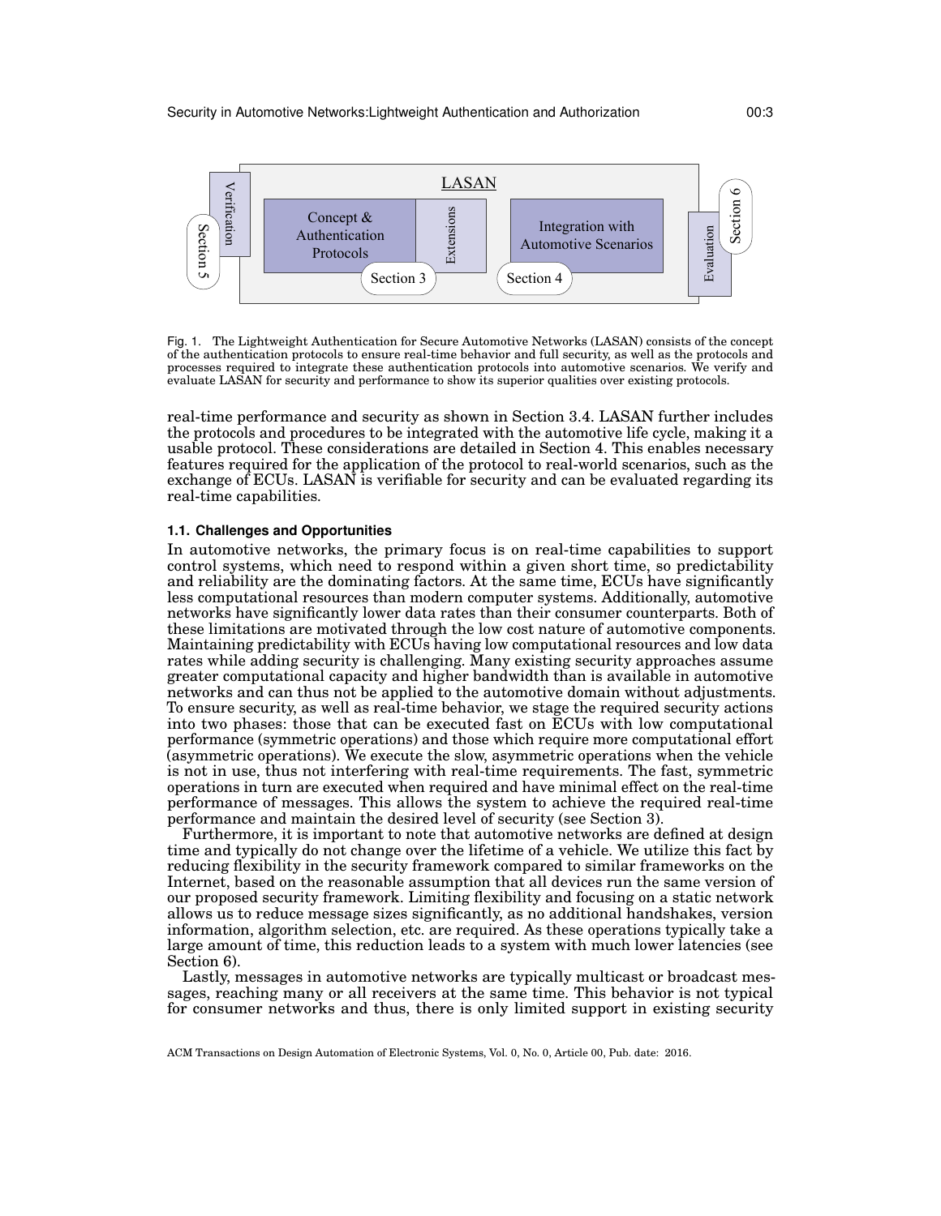Fig. 1. The Lightweight Authentication for Secure Automotive Networks (LASAN) consists of the concept of the authentication protocols to ensure real-time behavior and full security, as well as the protocols and processes required to integrate these authentication protocols into automotive scenarios. We verify and evaluate LASAN for security and performance to show its superior qualities over existing protocols.

real-time performance and security as shown in Section 3.4. LASAN further includes the protocols and procedures to be integrated with the automotive life cycle, making it a usable protocol. These considerations are detailed in Section 4. This enables necessary features required for the application of the protocol to real-world scenarios, such as the exchange of ECUs. LASAN is verifiable for security and can be evaluated regarding its real-time capabilities.

### 1.1. Challenges and Opportunities

In automotive networks, the primary focus is on real-time capabilities to support control systems, which need to respond within a given short time, so predictability and reliability are the dominating factors. At the same time, ECUs have significantly less computational resources than modern computer systems. Additionally, automotive networks have significantly lower data rates than their consumer counterparts. Both of these limitations are motivated through the low cost nature of automotive components. Maintaining predictability with ECUs having low computational resources and low data rates while adding security is challenging. Many existing security approaches assume greater computational capacity and higher bandwidth than is available in automotive networks and can thus not be applied to the automotive domain without adjustments. To ensure security, as well as real-time behavior, we stage the required security actions into two phases: those that can be executed fast on ECUs with low computational performance (symmetric operations) and those which require more computational effort (asymmetric operations). We execute the slow, asymmetric operations when the vehicle is not in use, thus not interfering with real-time requirements. The fast, symmetric operations in turn are executed when required and have minimal effect on the real-time performance of messages. This allows the system to achieve the required real-time performance and maintain the desired level of security (see Section 3).

Furthermore, it is important to note that automotive networks are defined at design time and typically do not change over the lifetime of a vehicle. We utilize this fact by reducing flexibility in the security framework compared to similar frameworks on the Internet, based on the reasonable assumption that all devices run the same version of our proposed security framework. Limiting flexibility and focusing on a static network allows us to reduce message sizes significantly, as no additional handshakes, version information, algorithm selection, etc. are required. As these operations typically take a large amount of time, this reduction leads to a system with much lower latencies (see Section 6).

Lastly, messages in automotive networks are typically multicast or broadcast messages, reaching many or all receivers at the same time. This behavior is not typical for consumer networks and thus, there is only limited support in existing security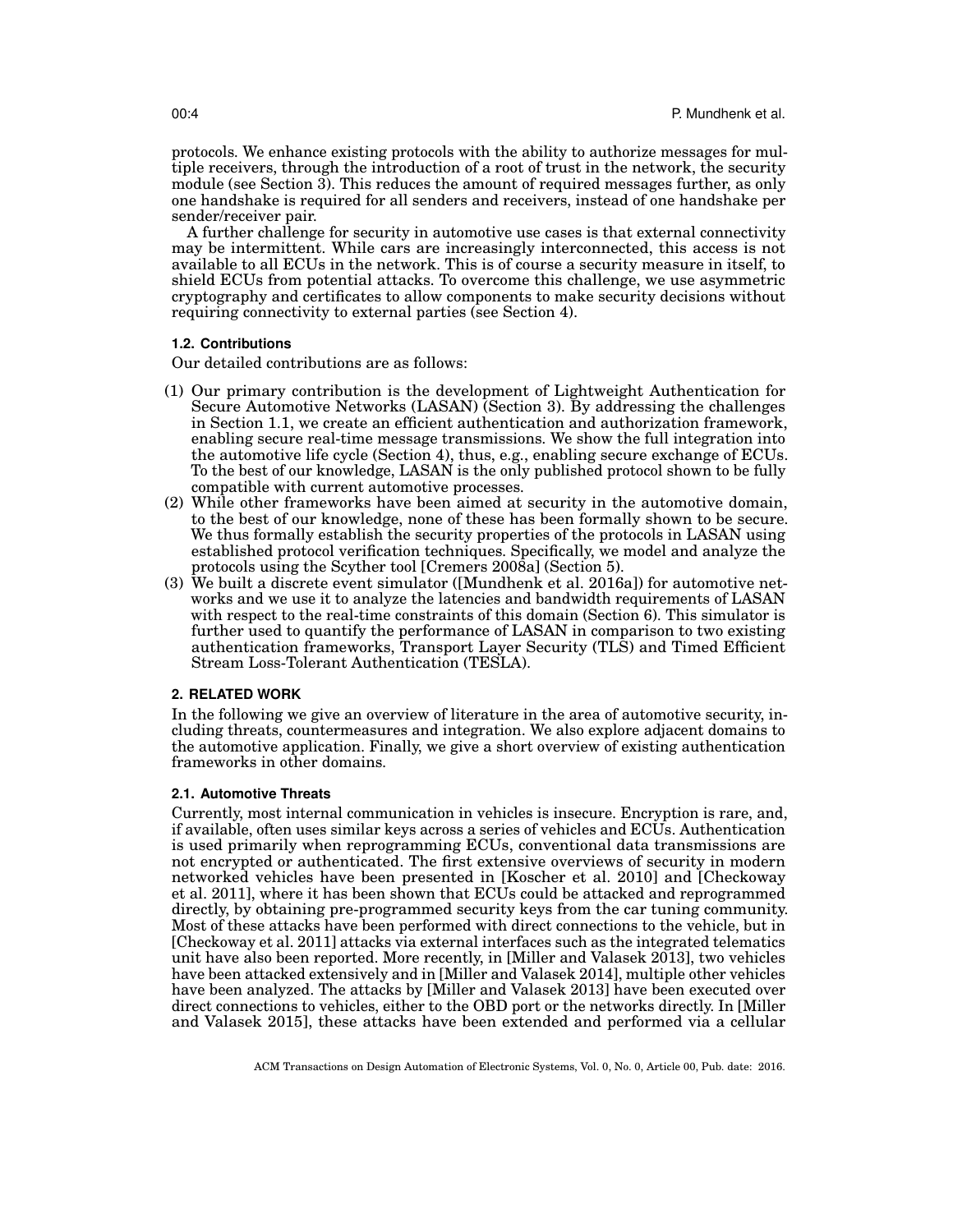protocols. We enhance existing protocols with the ability to authorize messages for multiple receivers, through the introduction of a root of trust in the network, the security module (see Section 3). This reduces the amount of required messages further, as only one handshake is required for all senders and receivers, instead of one handshake per sender/receiver pair.

A further challenge for security in automotive use cases is that external connectivity may be intermittent. While cars are increasingly interconnected, this access is not available to all ECUs in the network. This is of course a security measure in itself, to shield ECUs from potential attacks. To overcome this challenge, we use asymmetric cryptography and certificates to allow components to make security decisions without requiring connectivity to external parties (see Section 4).

### 1.2. Contributions

Our detailed contributions are as follows:

(1) Our primary contribution is the development of Lightweight Authentication for Secure Automotive Networks (LASAN) (Section 3). By addressing the challenges in Section 1.1, we create an efficient authentication and authorization framework, enabling secure real-time message transmissions. We show the full integration into the automotive life cycle (Section 4), thus, e.g., enabling secure exchange of ECUs. To the best of our knowledge, LASAN is the only published protocol shown to be fully compatible with current automotive processes.

(2) While other frameworks have been aimed at security in the automotive domain, to the best of our knowledge, none of these has been formally shown to be secure. We thus formally establish the security properties of the protocols in LASAN using established protocol verification techniques. Specifically, we model and analyze the protocols using the Scyther tool [Cremers 2008a] (Section 5).

(3) We built a discrete event simulator ([Mundhenk et al. 2016a]) for automotive networks and we use it to analyze the latencies and bandwidth requirements of LASAN with respect to the real-time constraints of this domain (Section 6). This simulator is further used to quantify the performance of LASAN in comparison to two existing authentication frameworks, Transport Layer Security (TLS) and Timed Efficient Stream Loss-Tolerant Authentication (TESLA).

## 2. RELATED WORK

In the following we give an overview of literature in the area of automotive security, including threats, countermeasures and integration. We also explore adjacent domains to the automotive application. Finally, we give a short overview of existing authentication frameworks in other domains.

### 2.1. Automotive Threats

Currently, most internal communication in vehicles is insecure. Encryption is rare, and, if available, often uses similar keys across a series of vehicles and ECUs. Authentication is used primarily when reprogramming ECUs, conventional data transmissions are not encrypted or authenticated. The first extensive overviews of security in modern networked vehicles have been presented in [Koscher et al. 2010] and [Checkoway et al. 2011], where it has been shown that ECUs could be attacked and reprogrammed directly, by obtaining pre-programmed security keys from the car tuning community. Most of these attacks have been performed with direct connections to the vehicle, but in [Checkoway et al. 2011] attacks via external interfaces such as the integrated telematics unit have also been reported. More recently, in [Miller and Valasek 2013], two vehicles have been attacked extensively and in [Miller and Valasek 2014], multiple other vehicles have been analyzed. The attacks by [Miller and Valasek 2013] have been executed over direct connections to vehicles, either to the OBD port or the networks directly. In [Miller and Valasek 2015], these attacks have been extended and performed via a cellular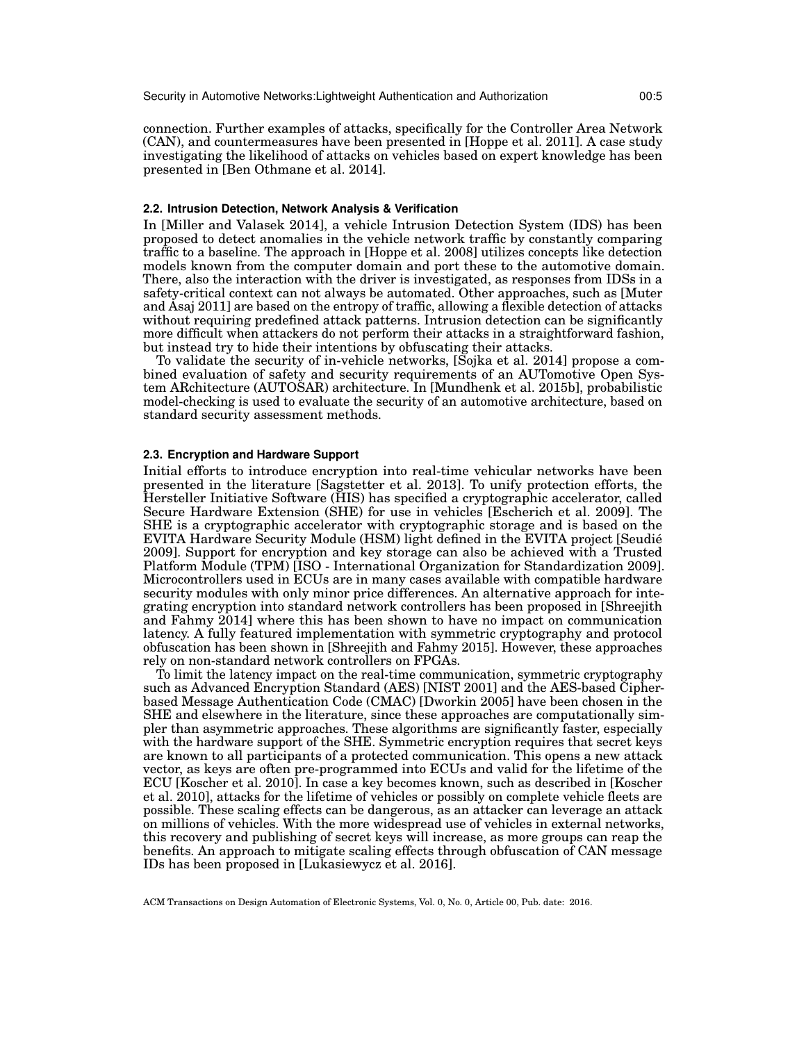connection. Further examples of attacks, specifically for the Controller Area Network (CAN), and countermeasures have been presented in [Hoppe et al. 2011]. A case study investigating the likelihood of attacks on vehicles based on expert knowledge has been presented in [Ben Othmane et al. 2014].

### 2.2. Intrusion Detection, Network Analysis & Verification

In [Miller and Valasek 2014], a vehicle Intrusion Detection System (IDS) has been proposed to detect anomalies in the vehicle network traffic by constantly comparing traffic to a baseline. The approach in [Hoppe et al. 2008] utilizes concepts like detection models known from the computer domain and port these to the automotive domain. There, also the interaction with the driver is investigated, as responses from IDSs in a safety-critical context can not always be automated. Other approaches, such as [Muter and Asaj 2011] are based on the entropy of traffic, allowing a flexible detection of attacks without requiring predefined attack patterns. Intrusion detection can be significantly more difficult when attackers do not perform their attacks in a straightforward fashion, but instead try to hide their intentions by obfuscating their attacks.

To validate the security of in-vehicle networks, [Sojka et al. 2014] propose a combined evaluation of safety and security requirements of an AUTomotive Open System ARchitecture (AUTOSAR) architecture. In [Mundhenk et al. 2015b], probabilistic model-checking is used to evaluate the security of an automotive architecture, based on standard security assessment methods.

### 2.3. Encryption and Hardware Support

Initial efforts to introduce encryption into real-time vehicular networks have been presented in the literature [Sagstetter et al. 2013]. To unify protection efforts, the Hersteller Initiative Software (HIS) has specified a cryptographic accelerator, called Secure Hardware Extension (SHE) for use in vehicles [Escherich et al. 2009]. The SHE is a cryptographic accelerator with cryptographic storage and is based on the EVITA Hardware Security Module (HSM) light defined in the EVITA project [Seudié 2009]. Support for encryption and key storage can also be achieved with a Trusted Platform Module (TPM) [ISO - International Organization for Standardization 2009]. Microcontrollers used in ECUs are in many cases available with compatible hardware security modules with only minor price differences. An alternative approach for integrating encryption into standard network controllers has been proposed in [Shreejith and Fahmy 2014] where this has been shown to have no impact on communication latency. A fully featured implementation with symmetric cryptography and protocol obfuscation has been shown in [Shreejith and Fahmy 2015]. However, these approaches rely on non-standard network controllers on FPGAs.

To limit the latency impact on the real-time communication, symmetric cryptography such as Advanced Encryption Standard (AES) [NIST 2001] and the AES-based Cipher-based Message Authentication Code (CMAC) [Dworkin 2005] have been chosen in the SHE and elsewhere in the literature, since these approaches are computationally simpler than asymmetric approaches. These algorithms are significantly faster, especially with the hardware support of the SHE. Symmetric encryption requires that secret keys are known to all participants of a protected communication. This opens a new attack vector, as keys are often pre-programmed into ECUs and valid for the lifetime of the ECU [Koscher et al. 2010]. In case a key becomes known, such as described in [Koscher et al. 2010], attacks for the lifetime of vehicles or possibly on complete vehicle fleets are possible. These scaling effects can be dangerous, as an attacker can leverage an attack on millions of vehicles. With the more widespread use of vehicles in external networks, this recovery and publishing of secret keys will increase, as more groups can reap the benefits. An approach to mitigate scaling effects through obfuscation of CAN message IDs has been proposed in [Lukasiewycz et al. 2016].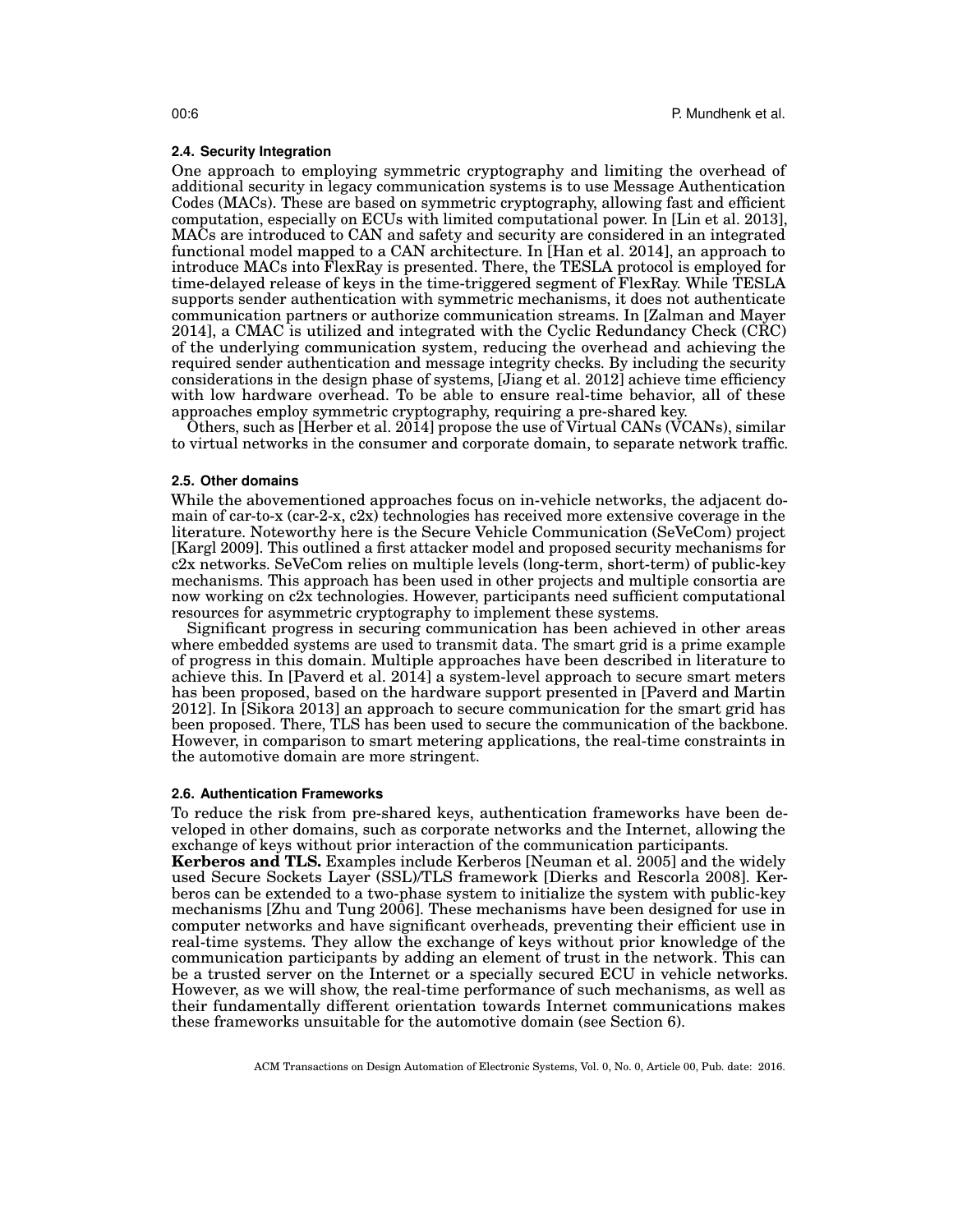### 2.4. Security Integration

One approach to employing symmetric cryptography and limiting the overhead of additional security in legacy communication systems is to use Message Authentication Codes (MACs). These are based on symmetric cryptography, allowing fast and efficient computation, especially on ECUs with limited computational power. In [Lin et al. 2013], MACs are introduced to CAN and safety and security are considered in an integrated functional model mapped to a CAN architecture. In [Han et al. 2014], an approach to introduce MACs into FlexRay is presented. There, the TESLA protocol is employed for time-delayed release of keys in the time-triggered segment of FlexRay. While TESLA supports sender authentication with symmetric mechanisms, it does not authenticate communication partners or authorize communication streams. In [Zalman and Mayer 2014], a CMAC is utilized and integrated with the Cyclic Redundancy Check (CRC) of the underlying communication system, reducing the overhead and achieving the required sender authentication and message integrity checks. By including the security considerations in the design phase of systems, [Jiang et al. 2012] achieve time efficiency with low hardware overhead. To be able to ensure real-time behavior, all of these approaches employ symmetric cryptography, requiring a pre-shared key.

Others, such as [Herber et al. 2014] propose the use of Virtual CANs (VCANs), similar to virtual networks in the consumer and corporate domain, to separate network traffic.

### 2.5. Other domains

While the abovementioned approaches focus on in-vehicle networks, the adjacent domain of car-to-x (car-2-x, c2x) technologies has received more extensive coverage in the literature. Noteworthy here is the Secure Vehicle Communication (SeVeCom) project [Kargl 2009]. This outlined a first attacker model and proposed security mechanisms for c2x networks. SeVeCom relies on multiple levels (long-term, short-term) of public-key mechanisms. This approach has been used in other projects and multiple consortia are now working on c2x technologies. However, participants need sufficient computational resources for asymmetric cryptography to implement these systems.

Significant progress in securing communication has been achieved in other areas where embedded systems are used to transmit data. The smart grid is a prime example of progress in this domain. Multiple approaches have been described in literature to achieve this. In [Paverd et al. 2014] a system-level approach to secure smart meters has been proposed, based on the hardware support presented in [Paverd and Martin 2012]. In [Sikora 2013] an approach to secure communication for the smart grid has been proposed. There, TLS has been used to secure the communication of the backbone. However, in comparison to smart metering applications, the real-time constraints in the automotive domain are more stringent.

### 2.6. Authentication Frameworks

To reduce the risk from pre-shared keys, authentication frameworks have been developed in other domains, such as corporate networks and the Internet, allowing the exchange of keys without prior interaction of the communication participants.

**Kerberos and TLS.** Examples include Kerberos [Neuman et al. 2005] and the widely used Secure Sockets Layer (SSL)/TLS framework [Dierks and Rescorla 2008]. Kerberos can be extended to a two-phase system to initialize the system with public-key mechanisms [Zhu and Tung 2006]. These mechanisms have been designed for use in computer networks and have significant overheads, preventing their efficient use in real-time systems. They allow the exchange of keys without prior knowledge of the communication participants by adding an element of trust in the network. This can be a trusted server on the Internet or a specially secured ECU in vehicle networks. However, as we will show, the real-time performance of such mechanisms, as well as their fundamentally different orientation towards Internet communications makes these frameworks unsuitable for the automotive domain (see Section 6).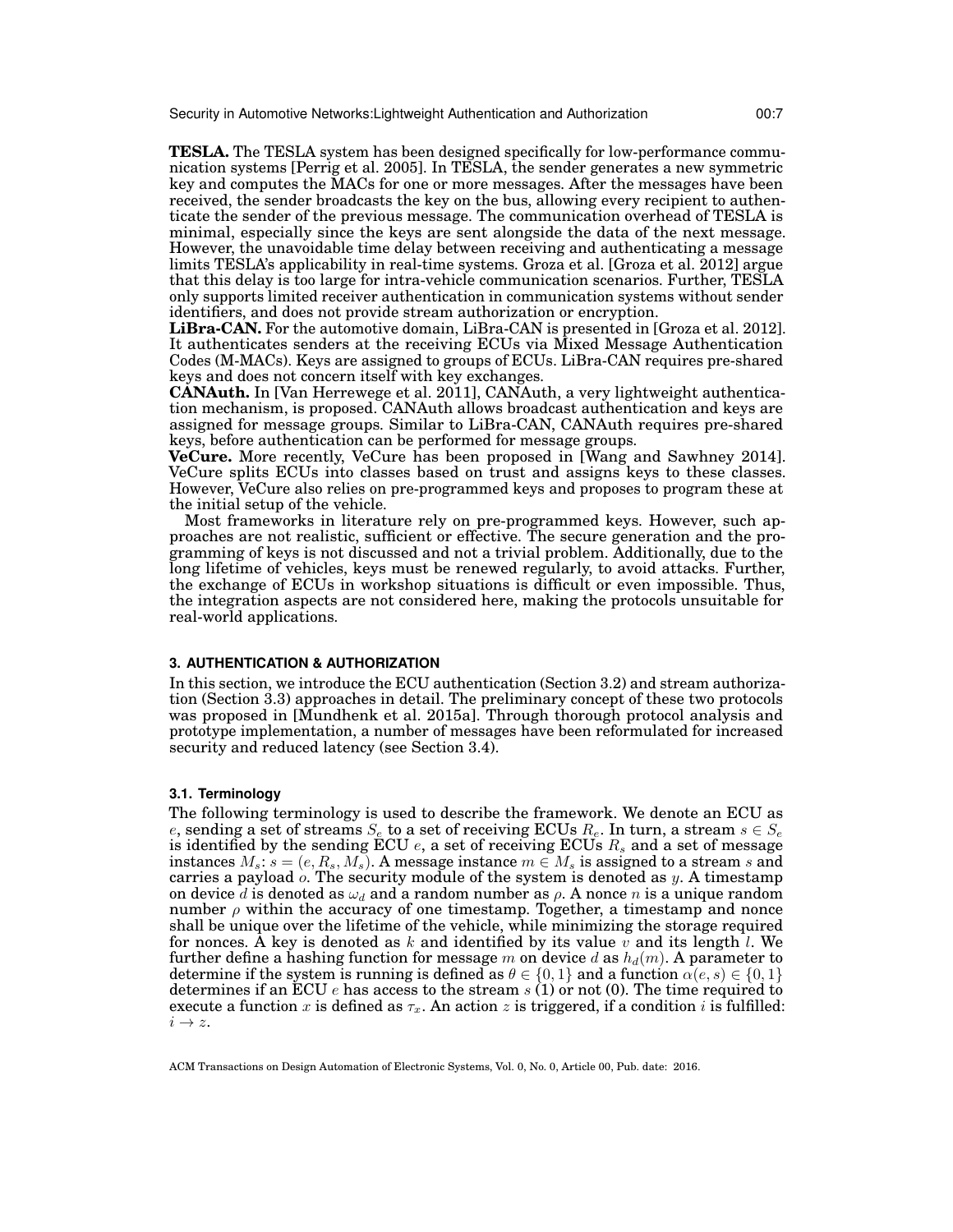**TESLA.** The TESLA system has been designed specifically for low-performance communication systems [Perrig et al. 2005]. In TESLA, the sender generates a new symmetric key and computes the MACs for one or more messages. After the messages have been received, the sender broadcasts the key on the bus, allowing every recipient to authenticate the sender of the previous message. The communication overhead of TESLA is minimal, especially since the keys are sent alongside the data of the next message. However, the unavoidable time delay between receiving and authenticating a message limits TESLA's applicability in real-time systems. Groza et al. [Groza et al. 2012] argue that this delay is too large for intra-vehicle communication scenarios. Further, TESLA only supports limited receiver authentication in communication systems without sender identifiers, and does not provide stream authorization or encryption.

**LiBra-CAN.** For the automotive domain, LiBra-CAN is presented in [Groza et al. 2012]. It authenticates senders at the receiving ECUs via Mixed Message Authentication Codes (M-MACs). Keys are assigned to groups of ECUs. LiBra-CAN requires pre-shared keys and does not concern itself with key exchanges.

**CANAuth.** In [Van Herrewege et al. 2011], CANAuth, a very lightweight authentication mechanism, is proposed. CANAuth allows broadcast authentication and keys are assigned for message groups. Similar to LiBra-CAN, CANAuth requires pre-shared keys, before authentication can be performed for message groups.

**VeCure.** More recently, VeCure has been proposed in [Wang and Sawhney 2014]. VeCure splits ECUs into classes based on trust and assigns keys to these classes. However, VeCure also relies on pre-programmed keys and proposes to program these at the initial setup of the vehicle.

Most frameworks in literature rely on pre-programmed keys. However, such approaches are not realistic, sufficient or effective. The secure generation and the programming of keys is not discussed and not a trivial problem. Additionally, due to the long lifetime of vehicles, keys must be renewed regularly, to avoid attacks. Further, the exchange of ECUs in workshop situations is difficult or even impossible. Thus, the integration aspects are not considered here, making the protocols unsuitable for real-world applications.

## 3. AUTHENTICATION & AUTHORIZATION

In this section, we introduce the ECU authentication (Section 3.2) and stream authorization (Section 3.3) approaches in detail. The preliminary concept of these two protocols was proposed in [Mundhenk et al. 2015a]. Through thorough protocol analysis and prototype implementation, a number of messages have been reformulated for increased security and reduced latency (see Section 3.4).

### 3.1. Terminology

The following terminology is used to describe the framework. We denote an ECU as $e$, sending a set of streams $S_e$ to a set of receiving ECUs $R_e$. In turn, a stream $s \in S_e$ is identified by the sending ECU $e$, a set of receiving ECUs $R_s$ and a set of message instances $M_s$: $s = (e, R_s, M_s)$. A message instance $m \in M_s$ is assigned to a stream $s$ and carries a payload $o$. The security module of the system is denoted as $y$. A timestamp on device $d$ is denoted as $\omega_d$ and a random number as $\rho$. A nonce $n$ is a unique random number $\rho$ within the accuracy of one timestamp. Together, a timestamp and nonce shall be unique over the lifetime of the vehicle, while minimizing the storage required for nonces. A key is denoted as $k$ and identified by its value $v$ and its length $l$. We further define a hashing function for message $m$ on device $d$ as $h_d(m)$. A parameter to determine if the system is running is defined as $\theta \in \{0, 1\}$ and a function $\alpha(e, s) \in \{0, 1\}$ determines if an ECU $e$ has access to the stream $s$ (1) or not (0). The time required to execute a function $x$ is defined as $\tau_x$. An action $z$ is triggered, if a condition $i$ is fulfilled: $i \rightarrow z$.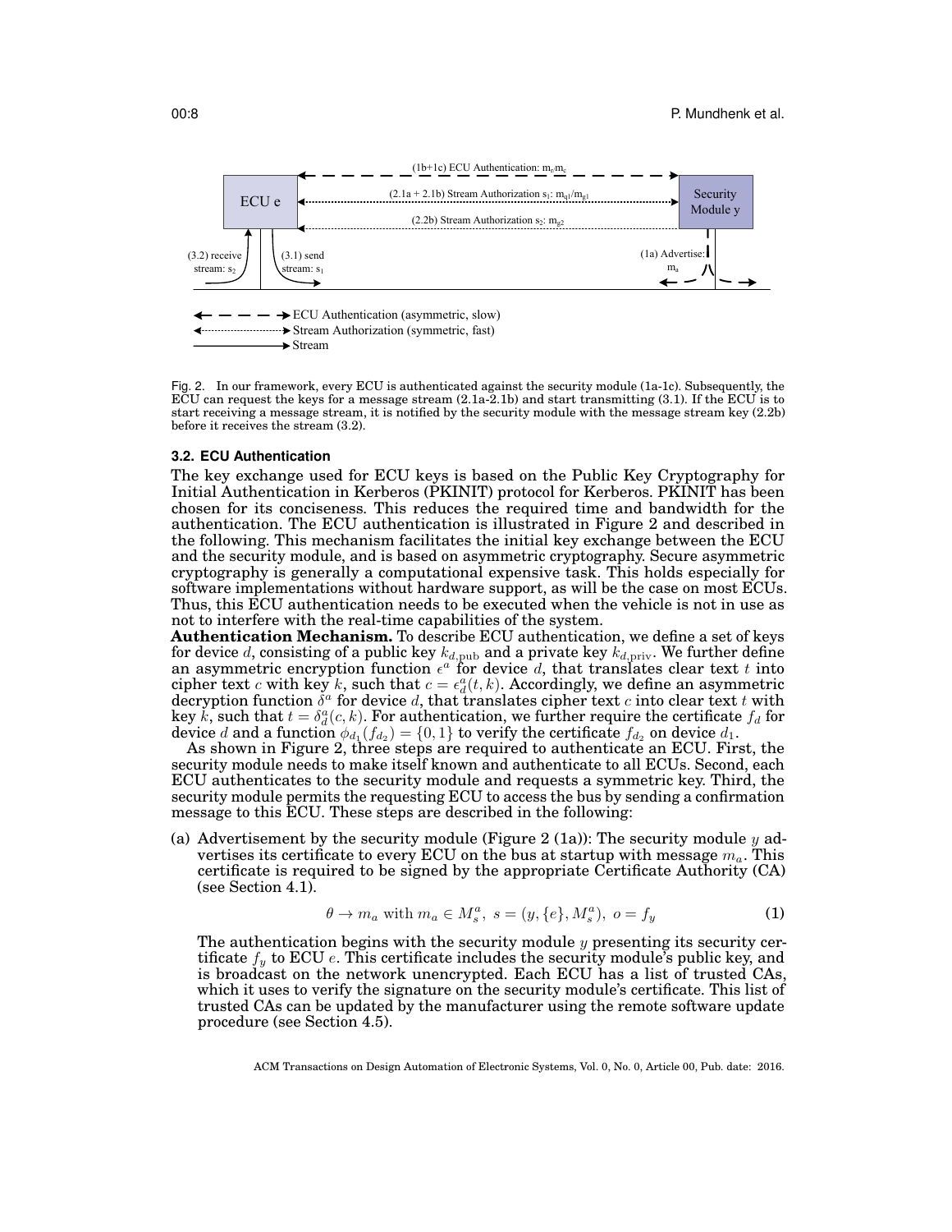Fig. 2. In our framework, every ECU is authenticated against the security module (1a-1c). Subsequently, the ECU can request the keys for a message stream (2.1a-2.1b) and start transmitting (3.1). If the ECU is to start receiving a message stream, it is notified by the security module with the message stream key (2.2b) before it receives the stream (3.2).

### 3.2. ECU Authentication

The key exchange used for ECU keys is based on the Public Key Cryptography for Initial Authentication in Kerberos (PKINIT) protocol for Kerberos. PKINIT has been chosen for its conciseness. This reduces the required time and bandwidth for the authentication. The ECU authentication is illustrated in Figure 2 and described in the following. This mechanism facilitates the initial key exchange between the ECU and the security module, and is based on asymmetric cryptography. Secure asymmetric cryptography is generally a computational expensive task. This holds especially for software implementations without hardware support, as will be the case on most ECUs. Thus, this ECU authentication needs to be executed when the vehicle is not in use as not to interfere with the real-time capabilities of the system.

**Authentication Mechanism.** To describe ECU authentication, we define a set of keys for device $d$, consisting of a public key $k_{d,\text{pub}}$ and a private key $k_{d,\text{priv}}$. We further define an asymmetric encryption function $\epsilon^a$ for device $d$, that translates clear text $t$ into cipher text $c$ with key $k$, such that $c = \epsilon^a_d(t, k)$. Accordingly, we define an asymmetric decryption function $\delta^a$ for device $d$, that translates cipher text $c$ into clear text $t$ with key $k$, such that $t = \delta^a_d(c, k)$. For authentication, we further require the certificate $f_d$ for device $d$ and a function $\phi_{d_1}(f_{d_2}) = \{0, 1\}$ to verify the certificate $f_{d_2}$ on device $d_1$.

As shown in Figure 2, three steps are required to authenticate an ECU. First, the security module needs to make itself known and authenticate to all ECUs. Second, each ECU authenticates to the security module and requests a symmetric key. Third, the security module permits the requesting ECU to access the bus by sending a confirmation message to this ECU. These steps are described in the following:

(a) Advertisement by the security module (Figure 2 (1a)): The security module $y$ advertises its certificate to every ECU on the bus at startup with message $m_a$. This certificate is required to be signed by the appropriate Certificate Authority (CA) (see Section 4.1).

$$\theta \rightarrow m_a \text{ with } m_a \in M^a_s,\ s = (y, \{e\}, M^a_s),\ o = f_y \tag{1}$$

The authentication begins with the security module $y$ presenting its security certificate $f_y$ to ECU $e$. This certificate includes the security module's public key, and is broadcast on the network unencrypted. Each ECU has a list of trusted CAs, which it uses to verify the signature on the security module's certificate. This list of trusted CAs can be updated by the manufacturer using the remote software update procedure (see Section 4.5).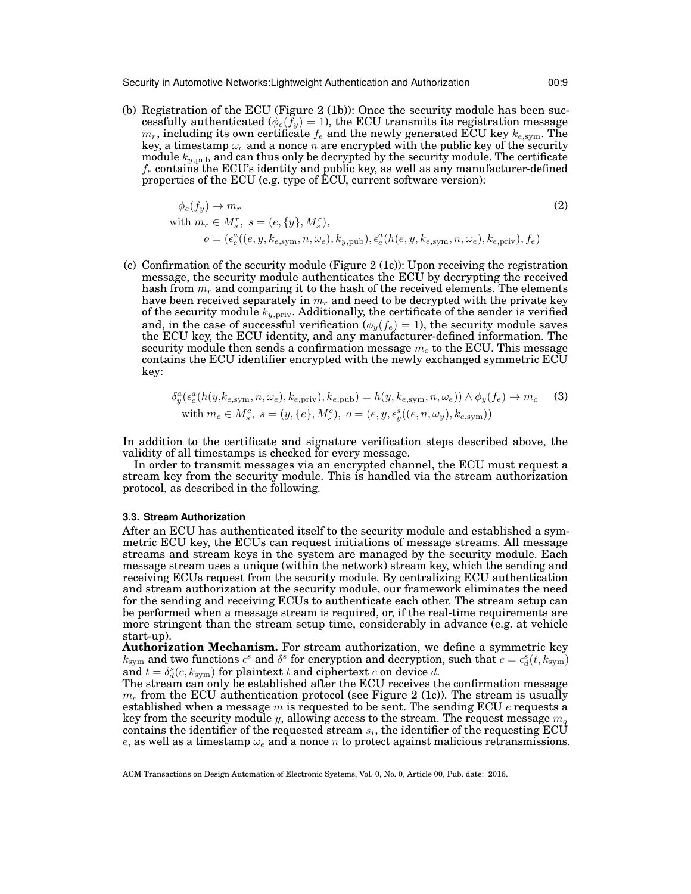(b) Registration of the ECU (Figure 2 (1b)): Once the security module has been successfully authenticated ($\phi_e(f_y) = 1$), the ECU transmits its registration message $m_r$, including its own certificate $f_e$ and the newly generated ECU key $k_{e,\text{sym}}$. The key, a timestamp $\omega_e$ and a nonce $n$ are encrypted with the public key of the security module $k_{y,\text{pub}}$ and can thus only be decrypted by the security module. The certificate $f_e$ contains the ECU's identity and public key, as well as any manufacturer-defined properties of the ECU (e.g. type of ECU, current software version):

$$
\begin{aligned}
&\phi_e(f_y) \rightarrow m_r \\
&\text{with } m_r \in M_s^r,\ s = (e, \{y\}, M_s^r), \\
&\qquad o = (\epsilon_e^a((e, y, k_{e,\text{sym}}, n, \omega_e), k_{y,\text{pub}}), \epsilon_e^a(h(e, y, k_{e,\text{sym}}, n, \omega_e), k_{e,\text{priv}}), f_e)
\end{aligned} \tag{2}
$$

(c) Confirmation of the security module (Figure 2 (1c)): Upon receiving the registration message, the security module authenticates the ECU by decrypting the received hash from $m_r$ and comparing it to the hash of the received elements. The elements have been received separately in $m_r$ and need to be decrypted with the private key of the security module $k_{y,\text{priv}}$. Additionally, the certificate of the sender is verified and, in the case of successful verification ($\phi_y(f_e) = 1$), the security module saves the ECU key, the ECU identity, and any manufacturer-defined information. The security module then sends a confirmation message $m_c$ to the ECU. This message contains the ECU identifier encrypted with the newly exchanged symmetric ECU key:

$$
\begin{aligned}
&\delta_y^a(\epsilon_e^a(h(y, k_{e,\text{sym}}, n, \omega_e), k_{e,\text{priv}}), k_{e,\text{pub}}) = h(y, k_{e,\text{sym}}, n, \omega_e)) \wedge \phi_y(f_e) \rightarrow m_c \\
&\quad \text{with } m_c \in M_s^c,\ s = (y, \{e\}, M_s^c),\ o = (e, y, \epsilon_y^s((e, n, \omega_y), k_{e,\text{sym}}))
\end{aligned} \tag{3}
$$

In addition to the certificate and signature verification steps described above, the validity of all timestamps is checked for every message.

In order to transmit messages via an encrypted channel, the ECU must request a stream key from the security module. This is handled via the stream authorization protocol, as described in the following.

### 3.3. Stream Authorization

After an ECU has authenticated itself to the security module and established a symmetric ECU key, the ECUs can request initiations of message streams. All message streams and stream keys in the system are managed by the security module. Each message stream uses a unique (within the network) stream key, which the sending and receiving ECUs request from the security module. By centralizing ECU authentication and stream authorization at the security module, our framework eliminates the need for the sending and receiving ECUs to authenticate each other. The stream setup can be performed when a message stream is required, or, if the real-time requirements are more stringent than the stream setup time, considerably in advance (e.g. at vehicle start-up).

**Authorization Mechanism.** For stream authorization, we define a symmetric key $k_{\text{sym}}$ and two functions $\epsilon^s$ and $\delta^s$ for encryption and decryption, such that $c = \epsilon_d^s(t, k_{\text{sym}})$ and $t = \delta_d^s(c, k_{\text{sym}})$ for plaintext $t$ and ciphertext $c$ on device $d$.

The stream can only be established after the ECU receives the confirmation message $m_c$ from the ECU authentication protocol (see Figure 2 (1c)). The stream is usually established when a message $m$ is requested to be sent. The sending ECU $e$ requests a key from the security module $y$, allowing access to the stream. The request message $m_q$ contains the identifier of the requested stream $s_i$, the identifier of the requesting ECU $e$, as well as a timestamp $\omega_e$ and a nonce $n$ to protect against malicious retransmissions.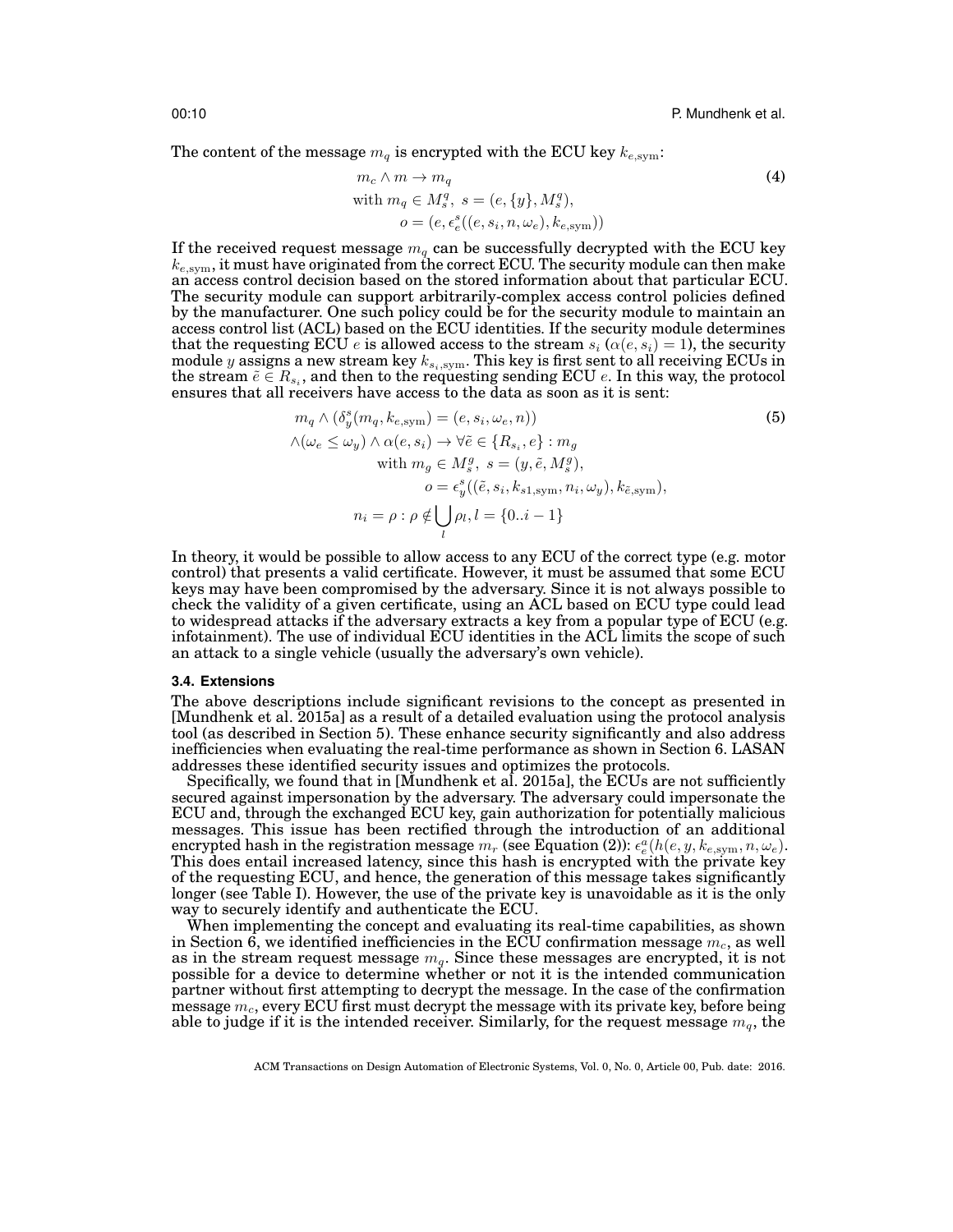The content of the message $m_q$ is encrypted with the ECU key $k_{e,\text{sym}}$:

$$
\begin{aligned}
&m_c \wedge m \to m_q \\
&\text{with } m_q \in M_s^q,\ s = (e, \{y\}, M_s^q), \\
&\qquad o = (e, \epsilon_e^s((e, s_i, n, \omega_e), k_{e,\text{sym}}))
\end{aligned}
\tag{4}
$$

If the received request message $m_q$ can be successfully decrypted with the ECU key $k_{e,\text{sym}}$, it must have originated from the correct ECU. The security module can then make an access control decision based on the stored information about that particular ECU. The security module can support arbitrarily-complex access control policies defined by the manufacturer. One such policy could be for the security module to maintain an access control list (ACL) based on the ECU identities. If the security module determines that the requesting ECU $e$ is allowed access to the stream $s_i$ ($\alpha(e, s_i) = 1$), the security module $y$ assigns a new stream key $k_{s_i,\text{sym}}$. This key is first sent to all receiving ECUs in the stream $\tilde{e} \in R_{s_i}$, and then to the requesting sending ECU $e$. In this way, the protocol ensures that all receivers have access to the data as soon as it is sent:

$$
\begin{aligned}
&m_q \wedge (\delta_y^s(m_q, k_{e,\text{sym}}) = (e, s_i, \omega_e, n)) \\
&\wedge (\omega_e \leq \omega_y) \wedge \alpha(e, s_i) \to \forall \tilde{e} \in \{R_{s_i}, e\} : m_g \\
&\qquad \text{with } m_g \in M_s^g,\ s = (y, \tilde{e}, M_s^g), \\
&\qquad\qquad o = \epsilon_y^s((\tilde{e}, s_i, k_{s1,\text{sym}}, n_i, \omega_y), k_{\tilde{e},\text{sym}}), \\
&n_i = \rho : \rho \notin \bigcup_l \rho_l, l = \{0..i-1\}
\end{aligned}
\tag{5}
$$

In theory, it would be possible to allow access to any ECU of the correct type (e.g. motor control) that presents a valid certificate. However, it must be assumed that some ECU keys may have been compromised by the adversary. Since it is not always possible to check the validity of a given certificate, using an ACL based on ECU type could lead to widespread attacks if the adversary extracts a key from a popular type of ECU (e.g. infotainment). The use of individual ECU identities in the ACL limits the scope of such an attack to a single vehicle (usually the adversary's own vehicle).

### 3.4. Extensions

The above descriptions include significant revisions to the concept as presented in [Mundhenk et al. 2015a] as a result of a detailed evaluation using the protocol analysis tool (as described in Section 5). These enhance security significantly and also address inefficiencies when evaluating the real-time performance as shown in Section 6. LASAN addresses these identified security issues and optimizes the protocols.

Specifically, we found that in [Mundhenk et al. 2015a], the ECUs are not sufficiently secured against impersonation by the adversary. The adversary could impersonate the ECU and, through the exchanged ECU key, gain authorization for potentially malicious messages. This issue has been rectified through the introduction of an additional encrypted hash in the registration message $m_r$ (see Equation (2)): $\epsilon_e^a(h(e, y, k_{e,\text{sym}}, n, \omega_e)$. This does entail increased latency, since this hash is encrypted with the private key of the requesting ECU, and hence, the generation of this message takes significantly longer (see Table I). However, the use of the private key is unavoidable as it is the only way to securely identify and authenticate the ECU.

When implementing the concept and evaluating its real-time capabilities, as shown in Section 6, we identified inefficiencies in the ECU confirmation message $m_c$, as well as in the stream request message $m_q$. Since these messages are encrypted, it is not possible for a device to determine whether or not it is the intended communication partner without first attempting to decrypt the message. In the case of the confirmation message $m_c$, every ECU first must decrypt the message with its private key, before being able to judge if it is the intended receiver. Similarly, for the request message $m_q$, the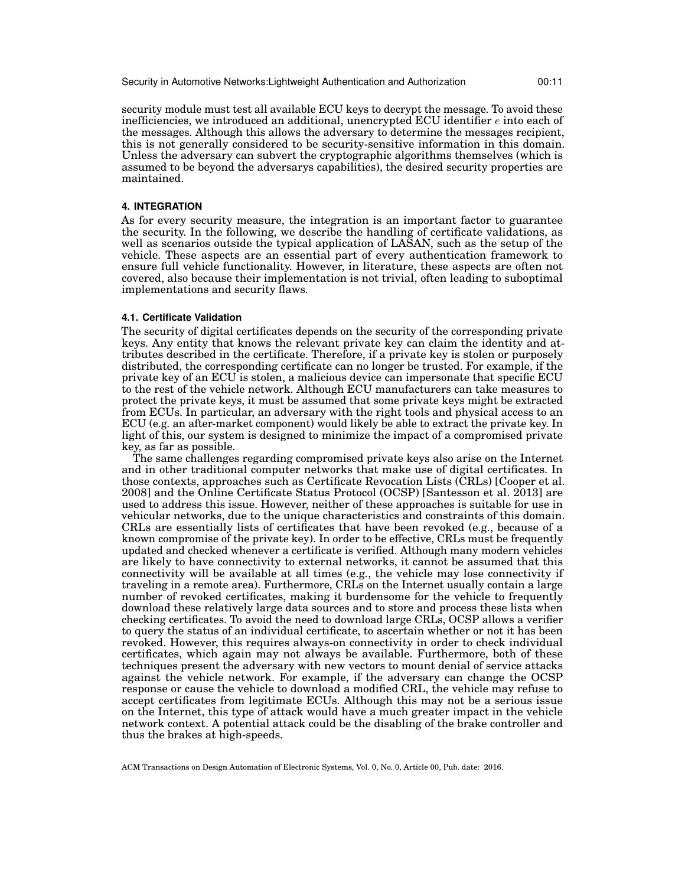security module must test all available ECU keys to decrypt the message. To avoid these inefficiencies, we introduced an additional, unencrypted ECU identifier $e$ into each of the messages. Although this allows the adversary to determine the messages recipient, this is not generally considered to be security-sensitive information in this domain. Unless the adversary can subvert the cryptographic algorithms themselves (which is assumed to be beyond the adversarys capabilities), the desired security properties are maintained.

## 4. INTEGRATION

As for every security measure, the integration is an important factor to guarantee the security. In the following, we describe the handling of certificate validations, as well as scenarios outside the typical application of LASAN, such as the setup of the vehicle. These aspects are an essential part of every authentication framework to ensure full vehicle functionality. However, in literature, these aspects are often not covered, also because their implementation is not trivial, often leading to suboptimal implementations and security flaws.

### 4.1. Certificate Validation

The security of digital certificates depends on the security of the corresponding private keys. Any entity that knows the relevant private key can claim the identity and attributes described in the certificate. Therefore, if a private key is stolen or purposely distributed, the corresponding certificate can no longer be trusted. For example, if the private key of an ECU is stolen, a malicious device can impersonate that specific ECU to the rest of the vehicle network. Although ECU manufacturers can take measures to protect the private keys, it must be assumed that some private keys might be extracted from ECUs. In particular, an adversary with the right tools and physical access to an ECU (e.g. an after-market component) would likely be able to extract the private key. In light of this, our system is designed to minimize the impact of a compromised private key, as far as possible.

The same challenges regarding compromised private keys also arise on the Internet and in other traditional computer networks that make use of digital certificates. In those contexts, approaches such as Certificate Revocation Lists (CRLs) [Cooper et al. 2008] and the Online Certificate Status Protocol (OCSP) [Santesson et al. 2013] are used to address this issue. However, neither of these approaches is suitable for use in vehicular networks, due to the unique characteristics and constraints of this domain. CRLs are essentially lists of certificates that have been revoked (e.g., because of a known compromise of the private key). In order to be effective, CRLs must be frequently updated and checked whenever a certificate is verified. Although many modern vehicles are likely to have connectivity to external networks, it cannot be assumed that this connectivity will be available at all times (e.g., the vehicle may lose connectivity if traveling in a remote area). Furthermore, CRLs on the Internet usually contain a large number of revoked certificates, making it burdensome for the vehicle to frequently download these relatively large data sources and to store and process these lists when checking certificates. To avoid the need to download large CRLs, OCSP allows a verifier to query the status of an individual certificate, to ascertain whether or not it has been revoked. However, this requires always-on connectivity in order to check individual certificates, which again may not always be available. Furthermore, both of these techniques present the adversary with new vectors to mount denial of service attacks against the vehicle network. For example, if the adversary can change the OCSP response or cause the vehicle to download a modified CRL, the vehicle may refuse to accept certificates from legitimate ECUs. Although this may not be a serious issue on the Internet, this type of attack would have a much greater impact in the vehicle network context. A potential attack could be the disabling of the brake controller and thus the brakes at high-speeds.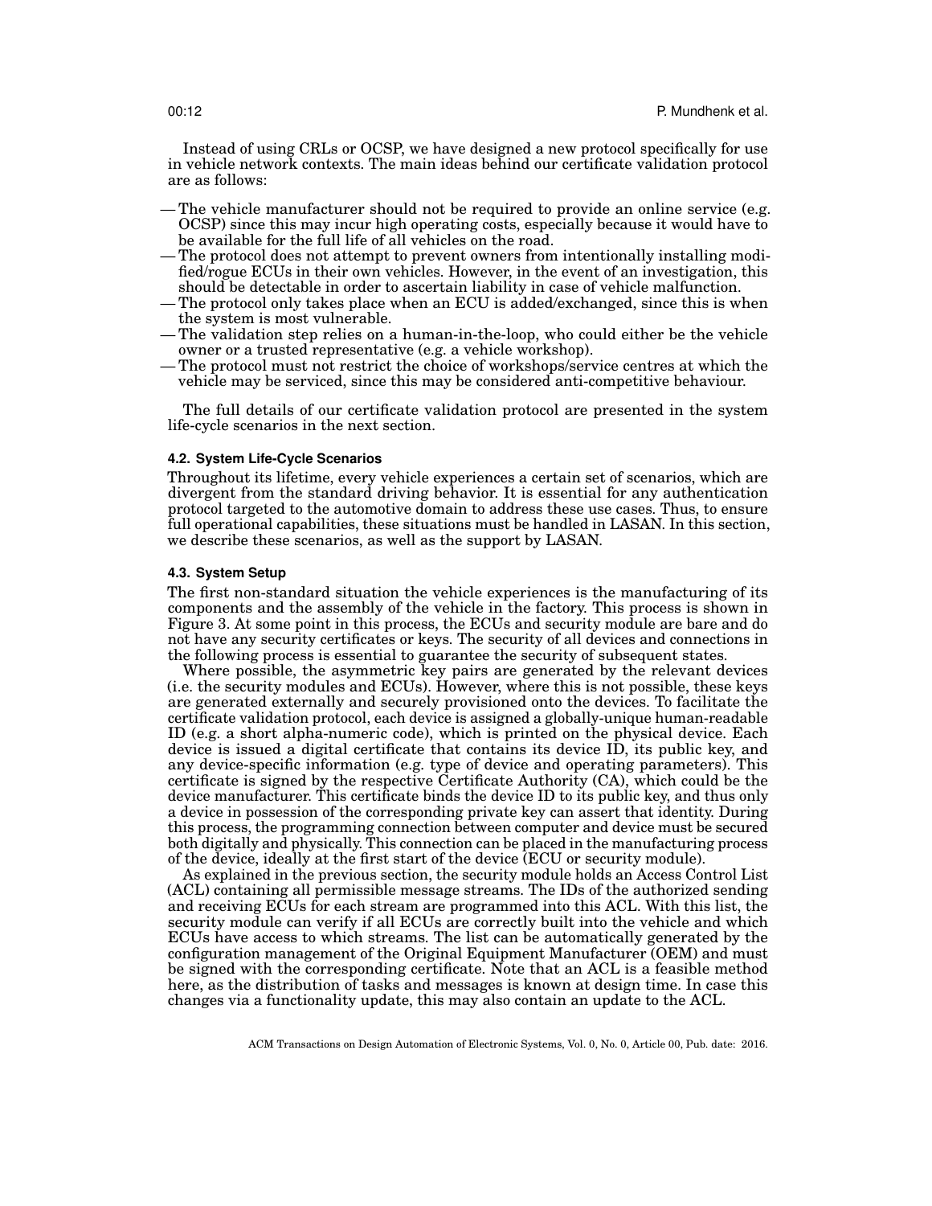Instead of using CRLs or OCSP, we have designed a new protocol specifically for use in vehicle network contexts. The main ideas behind our certificate validation protocol are as follows:

- The vehicle manufacturer should not be required to provide an online service (e.g. OCSP) since this may incur high operating costs, especially because it would have to be available for the full life of all vehicles on the road.
- The protocol does not attempt to prevent owners from intentionally installing modified/rogue ECUs in their own vehicles. However, in the event of an investigation, this should be detectable in order to ascertain liability in case of vehicle malfunction.
- The protocol only takes place when an ECU is added/exchanged, since this is when the system is most vulnerable.
- The validation step relies on a human-in-the-loop, who could either be the vehicle owner or a trusted representative (e.g. a vehicle workshop).
- The protocol must not restrict the choice of workshops/service centres at which the vehicle may be serviced, since this may be considered anti-competitive behaviour.

The full details of our certificate validation protocol are presented in the system life-cycle scenarios in the next section.

### 4.2. System Life-Cycle Scenarios

Throughout its lifetime, every vehicle experiences a certain set of scenarios, which are divergent from the standard driving behavior. It is essential for any authentication protocol targeted to the automotive domain to address these use cases. Thus, to ensure full operational capabilities, these situations must be handled in LASAN. In this section, we describe these scenarios, as well as the support by LASAN.

### 4.3. System Setup

The first non-standard situation the vehicle experiences is the manufacturing of its components and the assembly of the vehicle in the factory. This process is shown in Figure 3. At some point in this process, the ECUs and security module are bare and do not have any security certificates or keys. The security of all devices and connections in the following process is essential to guarantee the security of subsequent states.

Where possible, the asymmetric key pairs are generated by the relevant devices (i.e. the security modules and ECUs). However, where this is not possible, these keys are generated externally and securely provisioned onto the devices. To facilitate the certificate validation protocol, each device is assigned a globally-unique human-readable ID (e.g. a short alpha-numeric code), which is printed on the physical device. Each device is issued a digital certificate that contains its device ID, its public key, and any device-specific information (e.g. type of device and operating parameters). This certificate is signed by the respective Certificate Authority (CA), which could be the device manufacturer. This certificate binds the device ID to its public key, and thus only a device in possession of the corresponding private key can assert that identity. During this process, the programming connection between computer and device must be secured both digitally and physically. This connection can be placed in the manufacturing process of the device, ideally at the first start of the device (ECU or security module).

As explained in the previous section, the security module holds an Access Control List (ACL) containing all permissible message streams. The IDs of the authorized sending and receiving ECUs for each stream are programmed into this ACL. With this list, the security module can verify if all ECUs are correctly built into the vehicle and which ECUs have access to which streams. The list can be automatically generated by the configuration management of the Original Equipment Manufacturer (OEM) and must be signed with the corresponding certificate. Note that an ACL is a feasible method here, as the distribution of tasks and messages is known at design time. In case this changes via a functionality update, this may also contain an update to the ACL.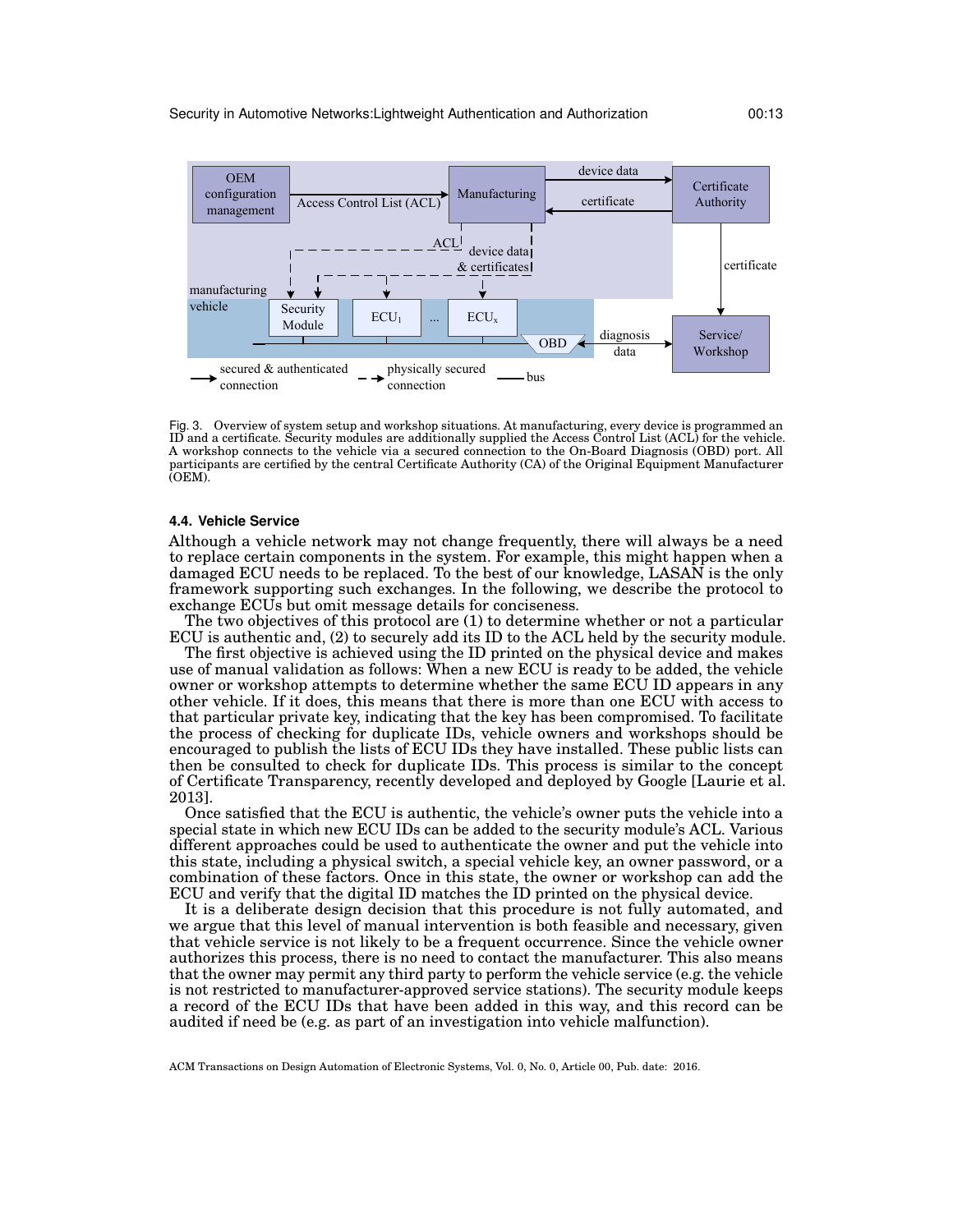OEM configuration management

Access Control List (ACL)

Manufacturing

device data

certificate

Certificate Authority

ACL

device data & certificates

certificate

manufacturing

vehicle

Security Module

$ECU_1$

...

$ECU_x$

OBD

diagnosis data

Service/ Workshop

secured & authenticated connection

physically secured connection

bus

Fig. 3. Overview of system setup and workshop situations. At manufacturing, every device is programmed an ID and a certificate. Security modules are additionally supplied the Access Control List (ACL) for the vehicle. A workshop connects to the vehicle via a secured connection to the On-Board Diagnosis (OBD) port. All participants are certified by the central Certificate Authority (CA) of the Original Equipment Manufacturer (OEM).

### 4.4. Vehicle Service

Although a vehicle network may not change frequently, there will always be a need to replace certain components in the system. For example, this might happen when a damaged ECU needs to be replaced. To the best of our knowledge, LASAN is the only framework supporting such exchanges. In the following, we describe the protocol to exchange ECUs but omit message details for conciseness.

The two objectives of this protocol are (1) to determine whether or not a particular ECU is authentic and, (2) to securely add its ID to the ACL held by the security module.

The first objective is achieved using the ID printed on the physical device and makes use of manual validation as follows: When a new ECU is ready to be added, the vehicle owner or workshop attempts to determine whether the same ECU ID appears in any other vehicle. If it does, this means that there is more than one ECU with access to that particular private key, indicating that the key has been compromised. To facilitate the process of checking for duplicate IDs, vehicle owners and workshops should be encouraged to publish the lists of ECU IDs they have installed. These public lists can then be consulted to check for duplicate IDs. This process is similar to the concept of Certificate Transparency, recently developed and deployed by Google [Laurie et al. 2013].

Once satisfied that the ECU is authentic, the vehicle's owner puts the vehicle into a special state in which new ECU IDs can be added to the security module's ACL. Various different approaches could be used to authenticate the owner and put the vehicle into this state, including a physical switch, a special vehicle key, an owner password, or a combination of these factors. Once in this state, the owner or workshop can add the ECU and verify that the digital ID matches the ID printed on the physical device.

It is a deliberate design decision that this procedure is not fully automated, and we argue that this level of manual intervention is both feasible and necessary, given that vehicle service is not likely to be a frequent occurrence. Since the vehicle owner authorizes this process, there is no need to contact the manufacturer. This also means that the owner may permit any third party to perform the vehicle service (e.g. the vehicle is not restricted to manufacturer-approved service stations). The security module keeps a record of the ECU IDs that have been added in this way, and this record can be audited if need be (e.g. as part of an investigation into vehicle malfunction).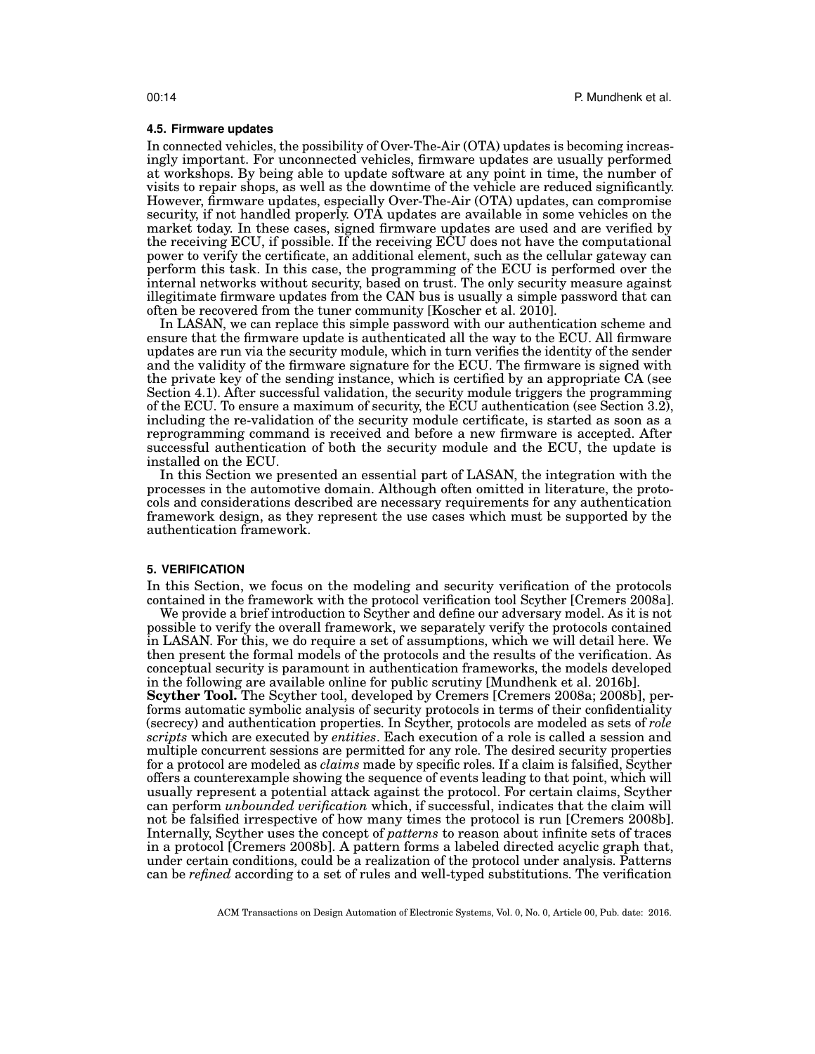### 4.5. Firmware updates

In connected vehicles, the possibility of Over-The-Air (OTA) updates is becoming increasingly important. For unconnected vehicles, firmware updates are usually performed at workshops. By being able to update software at any point in time, the number of visits to repair shops, as well as the downtime of the vehicle are reduced significantly. However, firmware updates, especially Over-The-Air (OTA) updates, can compromise security, if not handled properly. OTA updates are available in some vehicles on the market today. In these cases, signed firmware updates are used and are verified by the receiving ECU, if possible. If the receiving ECU does not have the computational power to verify the certificate, an additional element, such as the cellular gateway can perform this task. In this case, the programming of the ECU is performed over the internal networks without security, based on trust. The only security measure against illegitimate firmware updates from the CAN bus is usually a simple password that can often be recovered from the tuner community [Koscher et al. 2010].

In LASAN, we can replace this simple password with our authentication scheme and ensure that the firmware update is authenticated all the way to the ECU. All firmware updates are run via the security module, which in turn verifies the identity of the sender and the validity of the firmware signature for the ECU. The firmware is signed with the private key of the sending instance, which is certified by an appropriate CA (see Section 4.1). After successful validation, the security module triggers the programming of the ECU. To ensure a maximum of security, the ECU authentication (see Section 3.2), including the re-validation of the security module certificate, is started as soon as a reprogramming command is received and before a new firmware is accepted. After successful authentication of both the security module and the ECU, the update is installed on the ECU.

In this Section we presented an essential part of LASAN, the integration with the processes in the automotive domain. Although often omitted in literature, the protocols and considerations described are necessary requirements for any authentication framework design, as they represent the use cases which must be supported by the authentication framework.

## 5. VERIFICATION

In this Section, we focus on the modeling and security verification of the protocols contained in the framework with the protocol verification tool Scyther [Cremers 2008a].

We provide a brief introduction to Scyther and define our adversary model. As it is not possible to verify the overall framework, we separately verify the protocols contained in LASAN. For this, we do require a set of assumptions, which we will detail here. We then present the formal models of the protocols and the results of the verification. As conceptual security is paramount in authentication frameworks, the models developed in the following are available online for public scrutiny [Mundhenk et al. 2016b].

**Scyther Tool.** The Scyther tool, developed by Cremers [Cremers 2008a; 2008b], performs automatic symbolic analysis of security protocols in terms of their confidentiality (secrecy) and authentication properties. In Scyther, protocols are modeled as sets of *role scripts* which are executed by *entities*. Each execution of a role is called a session and multiple concurrent sessions are permitted for any role. The desired security properties for a protocol are modeled as *claims* made by specific roles. If a claim is falsified, Scyther offers a counterexample showing the sequence of events leading to that point, which will usually represent a potential attack against the protocol. For certain claims, Scyther can perform *unbounded verification* which, if successful, indicates that the claim will not be falsified irrespective of how many times the protocol is run [Cremers 2008b]. Internally, Scyther uses the concept of *patterns* to reason about infinite sets of traces in a protocol [Cremers 2008b]. A pattern forms a labeled directed acyclic graph that, under certain conditions, could be a realization of the protocol under analysis. Patterns can be *refined* according to a set of rules and well-typed substitutions. The verification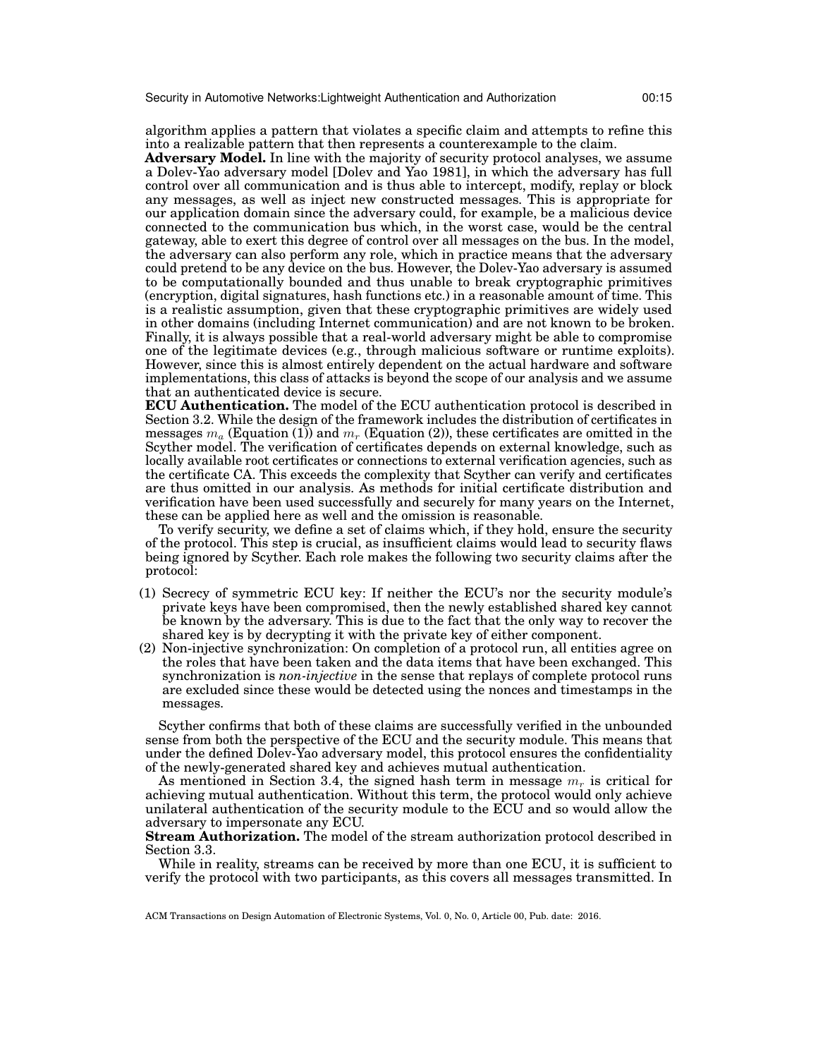algorithm applies a pattern that violates a specific claim and attempts to refine this into a realizable pattern that then represents a counterexample to the claim.

**Adversary Model.** In line with the majority of security protocol analyses, we assume a Dolev-Yao adversary model [Dolev and Yao 1981], in which the adversary has full control over all communication and is thus able to intercept, modify, replay or block any messages, as well as inject new constructed messages. This is appropriate for our application domain since the adversary could, for example, be a malicious device connected to the communication bus which, in the worst case, would be the central gateway, able to exert this degree of control over all messages on the bus. In the model, the adversary can also perform any role, which in practice means that the adversary could pretend to be any device on the bus. However, the Dolev-Yao adversary is assumed to be computationally bounded and thus unable to break cryptographic primitives (encryption, digital signatures, hash functions etc.) in a reasonable amount of time. This is a realistic assumption, given that these cryptographic primitives are widely used in other domains (including Internet communication) and are not known to be broken. Finally, it is always possible that a real-world adversary might be able to compromise one of the legitimate devices (e.g., through malicious software or runtime exploits). However, since this is almost entirely dependent on the actual hardware and software implementations, this class of attacks is beyond the scope of our analysis and we assume that an authenticated device is secure.

**ECU Authentication.** The model of the ECU authentication protocol is described in Section 3.2. While the design of the framework includes the distribution of certificates in messages $m_a$ (Equation (1)) and $m_r$ (Equation (2)), these certificates are omitted in the Scyther model. The verification of certificates depends on external knowledge, such as locally available root certificates or connections to external verification agencies, such as the certificate CA. This exceeds the complexity that Scyther can verify and certificates are thus omitted in our analysis. As methods for initial certificate distribution and verification have been used successfully and securely for many years on the Internet, these can be applied here as well and the omission is reasonable.

To verify security, we define a set of claims which, if they hold, ensure the security of the protocol. This step is crucial, as insufficient claims would lead to security flaws being ignored by Scyther. Each role makes the following two security claims after the protocol:

(1) Secrecy of symmetric ECU key: If neither the ECU's nor the security module's private keys have been compromised, then the newly established shared key cannot be known by the adversary. This is due to the fact that the only way to recover the shared key is by decrypting it with the private key of either component.
(2) Non-injective synchronization: On completion of a protocol run, all entities agree on the roles that have been taken and the data items that have been exchanged. This synchronization is *non-injective* in the sense that replays of complete protocol runs are excluded since these would be detected using the nonces and timestamps in the messages.

Scyther confirms that both of these claims are successfully verified in the unbounded sense from both the perspective of the ECU and the security module. This means that under the defined Dolev-Yao adversary model, this protocol ensures the confidentiality of the newly-generated shared key and achieves mutual authentication.

As mentioned in Section 3.4, the signed hash term in message $m_r$ is critical for achieving mutual authentication. Without this term, the protocol would only achieve unilateral authentication of the security module to the ECU and so would allow the adversary to impersonate any ECU.

**Stream Authorization.** The model of the stream authorization protocol described in Section 3.3.

While in reality, streams can be received by more than one ECU, it is sufficient to verify the protocol with two participants, as this covers all messages transmitted. In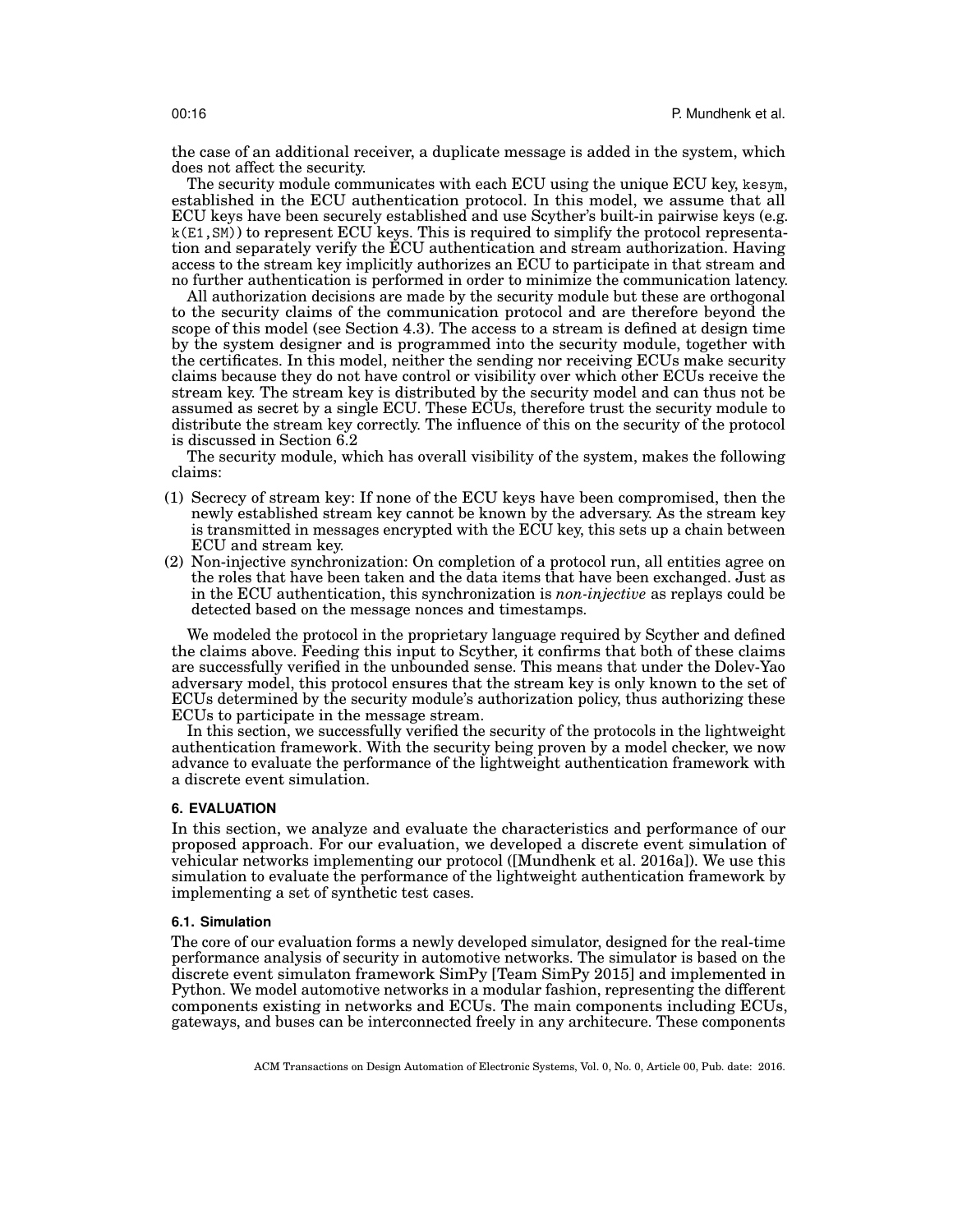the case of an additional receiver, a duplicate message is added in the system, which does not affect the security.

The security module communicates with each ECU using the unique ECU key, `kesym`, established in the ECU authentication protocol. In this model, we assume that all ECU keys have been securely established and use Scyther's built-in pairwise keys (e.g. `k(E1,SM)`) to represent ECU keys. This is required to simplify the protocol representation and separately verify the ECU authentication and stream authorization. Having access to the stream key implicitly authorizes an ECU to participate in that stream and no further authentication is performed in order to minimize the communication latency.

All authorization decisions are made by the security module but these are orthogonal to the security claims of the communication protocol and are therefore beyond the scope of this model (see Section 4.3). The access to a stream is defined at design time by the system designer and is programmed into the security module, together with the certificates. In this model, neither the sending nor receiving ECUs make security claims because they do not have control or visibility over which other ECUs receive the stream key. The stream key is distributed by the security model and can thus not be assumed as secret by a single ECU. These ECUs, therefore trust the security module to distribute the stream key correctly. The influence of this on the security of the protocol is discussed in Section 6.2

The security module, which has overall visibility of the system, makes the following claims:

(1) Secrecy of stream key: If none of the ECU keys have been compromised, then the newly established stream key cannot be known by the adversary. As the stream key is transmitted in messages encrypted with the ECU key, this sets up a chain between ECU and stream key.
(2) Non-injective synchronization: On completion of a protocol run, all entities agree on the roles that have been taken and the data items that have been exchanged. Just as in the ECU authentication, this synchronization is *non-injective* as replays could be detected based on the message nonces and timestamps.

We modeled the protocol in the proprietary language required by Scyther and defined the claims above. Feeding this input to Scyther, it confirms that both of these claims are successfully verified in the unbounded sense. This means that under the Dolev-Yao adversary model, this protocol ensures that the stream key is only known to the set of ECUs determined by the security module's authorization policy, thus authorizing these ECUs to participate in the message stream.

In this section, we successfully verified the security of the protocols in the lightweight authentication framework. With the security being proven by a model checker, we now advance to evaluate the performance of the lightweight authentication framework with a discrete event simulation.

## 6. EVALUATION

In this section, we analyze and evaluate the characteristics and performance of our proposed approach. For our evaluation, we developed a discrete event simulation of vehicular networks implementing our protocol ([Mundhenk et al. 2016a]). We use this simulation to evaluate the performance of the lightweight authentication framework by implementing a set of synthetic test cases.

### 6.1. Simulation

The core of our evaluation forms a newly developed simulator, designed for the real-time performance analysis of security in automotive networks. The simulator is based on the discrete event simulaton framework SimPy [Team SimPy 2015] and implemented in Python. We model automotive networks in a modular fashion, representing the different components existing in networks and ECUs. The main components including ECUs, gateways, and buses can be interconnected freely in any architecure. These components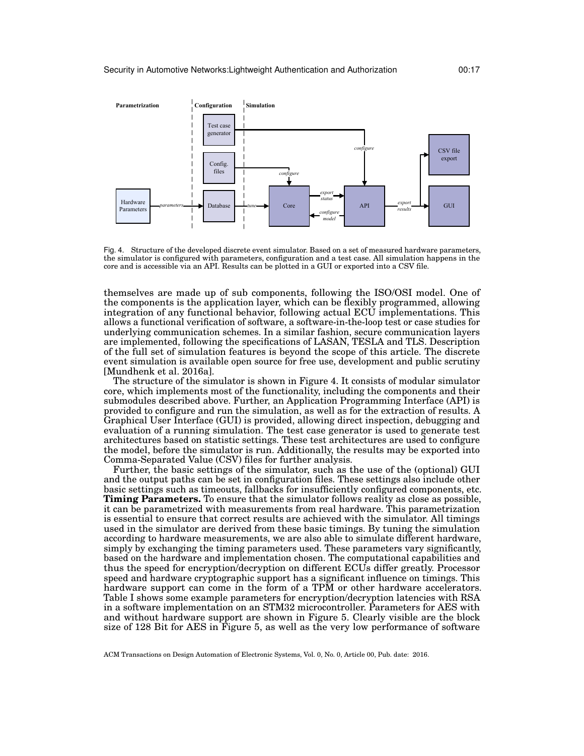Fig. 4. Structure of the developed discrete event simulator. Based on a set of measured hardware parameters, the simulator is configured with parameters, configuration and a test case. All simulation happens in the core and is accessible via an API. Results can be plotted in a GUI or exported into a CSV file.

themselves are made up of sub components, following the ISO/OSI model. One of the components is the application layer, which can be flexibly programmed, allowing integration of any functional behavior, following actual ECU implementations. This allows a functional verification of software, a software-in-the-loop test or case studies for underlying communication schemes. In a similar fashion, secure communication layers are implemented, following the specifications of LASAN, TESLA and TLS. Description of the full set of simulation features is beyond the scope of this article. The discrete event simulation is available open source for free use, development and public scrutiny [Mundhenk et al. 2016a].

The structure of the simulator is shown in Figure 4. It consists of modular simulator core, which implements most of the functionality, including the components and their submodules described above. Further, an Application Programming Interface (API) is provided to configure and run the simulation, as well as for the extraction of results. A Graphical User Interface (GUI) is provided, allowing direct inspection, debugging and evaluation of a running simulation. The test case generator is used to generate test architectures based on statistic settings. These test architectures are used to configure the model, before the simulator is run. Additionally, the results may be exported into Comma-Separated Value (CSV) files for further analysis.

Further, the basic settings of the simulator, such as the use of the (optional) GUI and the output paths can be set in configuration files. These settings also include other basic settings such as timeouts, fallbacks for insufficiently configured components, etc.

**Timing Parameters.** To ensure that the simulator follows reality as close as possible, it can be parametrized with measurements from real hardware. This parametrization is essential to ensure that correct results are achieved with the simulator. All timings used in the simulator are derived from these basic timings. By tuning the simulation according to hardware measurements, we are also able to simulate different hardware, simply by exchanging the timing parameters used. These parameters vary significantly, based on the hardware and implementation chosen. The computational capabilities and thus the speed for encryption/decryption on different ECUs differ greatly. Processor speed and hardware cryptographic support has a significant influence on timings. This hardware support can come in the form of a TPM or other hardware accelerators. Table I shows some example parameters for encryption/decryption latencies with RSA in a software implementation on an STM32 microcontroller. Parameters for AES with and without hardware support are shown in Figure 5. Clearly visible are the block size of 128 Bit for AES in Figure 5, as well as the very low performance of software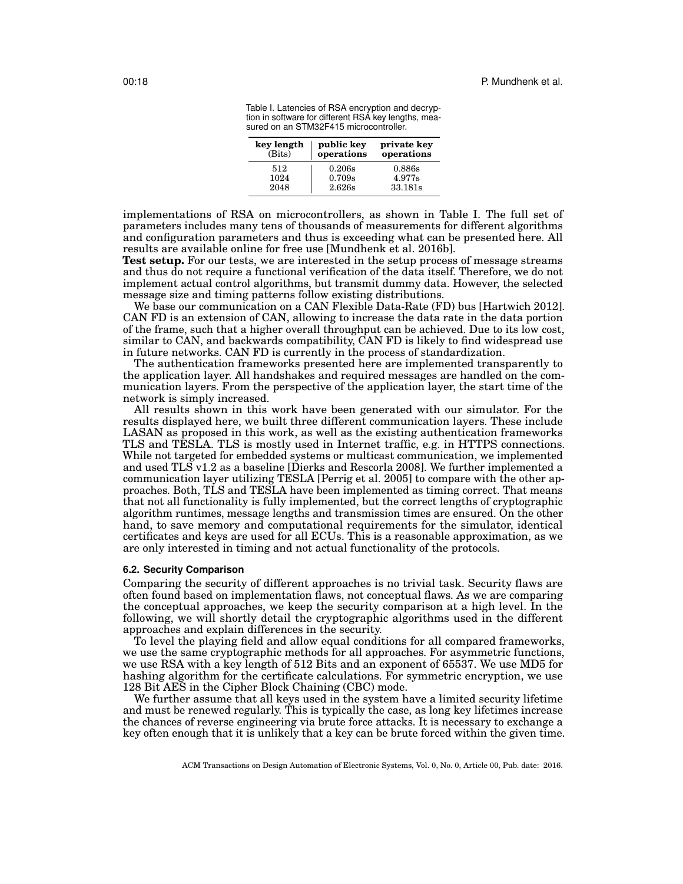Table I. Latencies of RSA encryption and decryption in software for different RSA key lengths, measured on an STM32F415 microcontroller.

| **key length** (Bits) | **public key operations** | **private key operations** |
|---|---|---|
| 512 | 0.206s | 0.886s |
| 1024 | 0.709s | 4.977s |
| 2048 | 2.626s | 33.181s |

implementations of RSA on microcontrollers, as shown in Table I. The full set of parameters includes many tens of thousands of measurements for different algorithms and configuration parameters and thus is exceeding what can be presented here. All results are available online for free use [Mundhenk et al. 2016b].

**Test setup.** For our tests, we are interested in the setup process of message streams and thus do not require a functional verification of the data itself. Therefore, we do not implement actual control algorithms, but transmit dummy data. However, the selected message size and timing patterns follow existing distributions.

We base our communication on a CAN Flexible Data-Rate (FD) bus [Hartwich 2012]. CAN FD is an extension of CAN, allowing to increase the data rate in the data portion of the frame, such that a higher overall throughput can be achieved. Due to its low cost, similar to CAN, and backwards compatibility, CAN FD is likely to find widespread use in future networks. CAN FD is currently in the process of standardization.

The authentication frameworks presented here are implemented transparently to the application layer. All handshakes and required messages are handled on the communication layers. From the perspective of the application layer, the start time of the network is simply increased.

All results shown in this work have been generated with our simulator. For the results displayed here, we built three different communication layers. These include LASAN as proposed in this work, as well as the existing authentication frameworks TLS and TESLA. TLS is mostly used in Internet traffic, e.g. in HTTPS connections. While not targeted for embedded systems or multicast communication, we implemented and used TLS v1.2 as a baseline [Dierks and Rescorla 2008]. We further implemented a communication layer utilizing TESLA [Perrig et al. 2005] to compare with the other approaches. Both, TLS and TESLA have been implemented as timing correct. That means that not all functionality is fully implemented, but the correct lengths of cryptographic algorithm runtimes, message lengths and transmission times are ensured. On the other hand, to save memory and computational requirements for the simulator, identical certificates and keys are used for all ECUs. This is a reasonable approximation, as we are only interested in timing and not actual functionality of the protocols.

### 6.2. Security Comparison

Comparing the security of different approaches is no trivial task. Security flaws are often found based on implementation flaws, not conceptual flaws. As we are comparing the conceptual approaches, we keep the security comparison at a high level. In the following, we will shortly detail the cryptographic algorithms used in the different approaches and explain differences in the security.

To level the playing field and allow equal conditions for all compared frameworks, we use the same cryptographic methods for all approaches. For asymmetric functions, we use RSA with a key length of 512 Bits and an exponent of 65537. We use MD5 for hashing algorithm for the certificate calculations. For symmetric encryption, we use 128 Bit AES in the Cipher Block Chaining (CBC) mode.

We further assume that all keys used in the system have a limited security lifetime and must be renewed regularly. This is typically the case, as long key lifetimes increase the chances of reverse engineering via brute force attacks. It is necessary to exchange a key often enough that it is unlikely that a key can be brute forced within the given time.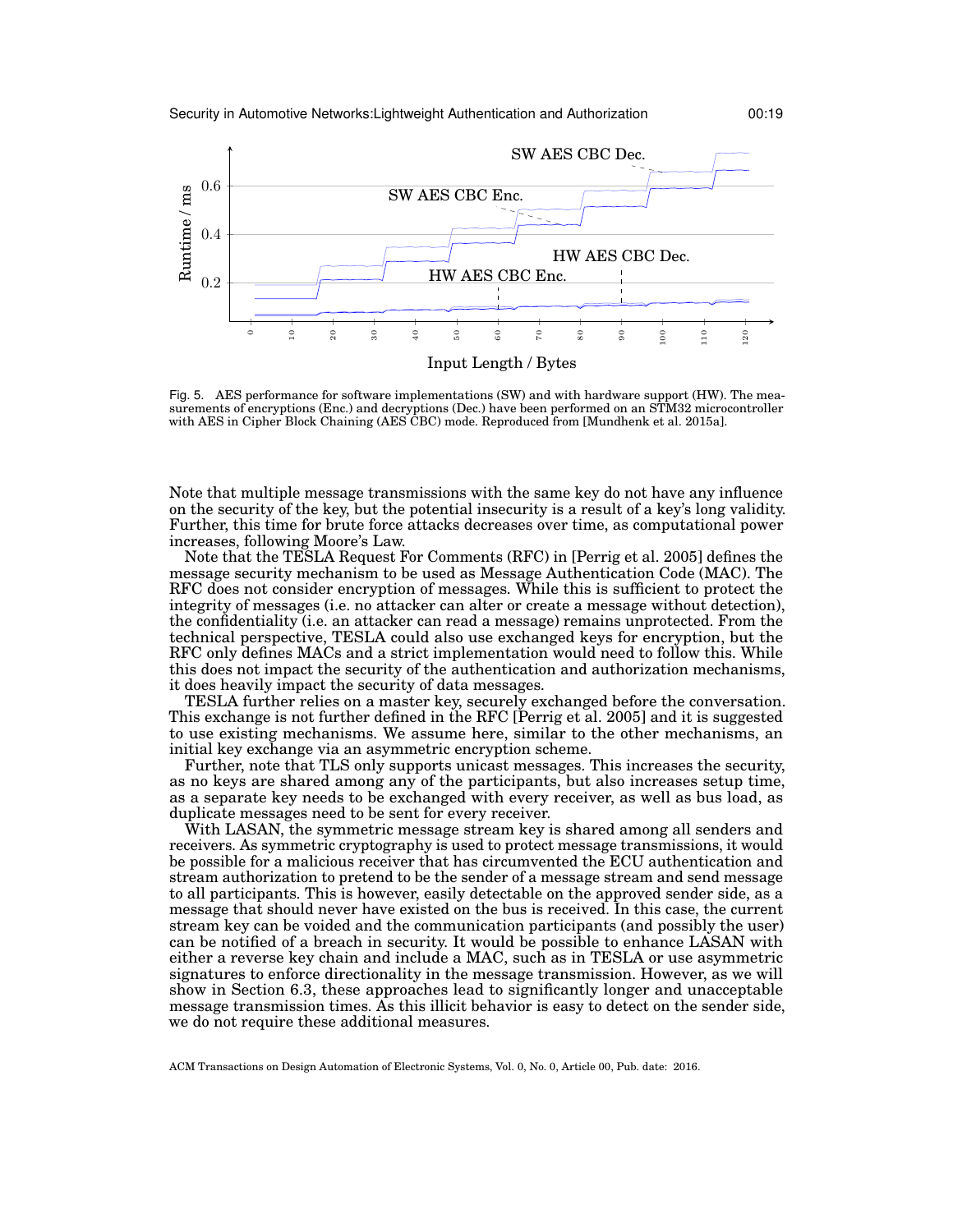Fig. 5. AES performance for software implementations (SW) and with hardware support (HW). The measurements of encryptions (Enc.) and decryptions (Dec.) have been performed on an STM32 microcontroller with AES in Cipher Block Chaining (AES CBC) mode. Reproduced from [Mundhenk et al. 2015a].

Note that multiple message transmissions with the same key do not have any influence on the security of the key, but the potential insecurity is a result of a key's long validity. Further, this time for brute force attacks decreases over time, as computational power increases, following Moore's Law.

Note that the TESLA Request For Comments (RFC) in [Perrig et al. 2005] defines the message security mechanism to be used as Message Authentication Code (MAC). The RFC does not consider encryption of messages. While this is sufficient to protect the integrity of messages (i.e. no attacker can alter or create a message without detection), the confidentiality (i.e. an attacker can read a message) remains unprotected. From the technical perspective, TESLA could also use exchanged keys for encryption, but the RFC only defines MACs and a strict implementation would need to follow this. While this does not impact the security of the authentication and authorization mechanisms, it does heavily impact the security of data messages.

TESLA further relies on a master key, securely exchanged before the conversation. This exchange is not further defined in the RFC [Perrig et al. 2005] and it is suggested to use existing mechanisms. We assume here, similar to the other mechanisms, an initial key exchange via an asymmetric encryption scheme.

Further, note that TLS only supports unicast messages. This increases the security, as no keys are shared among any of the participants, but also increases setup time, as a separate key needs to be exchanged with every receiver, as well as bus load, as duplicate messages need to be sent for every receiver.

With LASAN, the symmetric message stream key is shared among all senders and receivers. As symmetric cryptography is used to protect message transmissions, it would be possible for a malicious receiver that has circumvented the ECU authentication and stream authorization to pretend to be the sender of a message stream and send message to all participants. This is however, easily detectable on the approved sender side, as a message that should never have existed on the bus is received. In this case, the current stream key can be voided and the communication participants (and possibly the user) can be notified of a breach in security. It would be possible to enhance LASAN with either a reverse key chain and include a MAC, such as in TESLA or use asymmetric signatures to enforce directionality in the message transmission. However, as we will show in Section 6.3, these approaches lead to significantly longer and unacceptable message transmission times. As this illicit behavior is easy to detect on the sender side, we do not require these additional measures.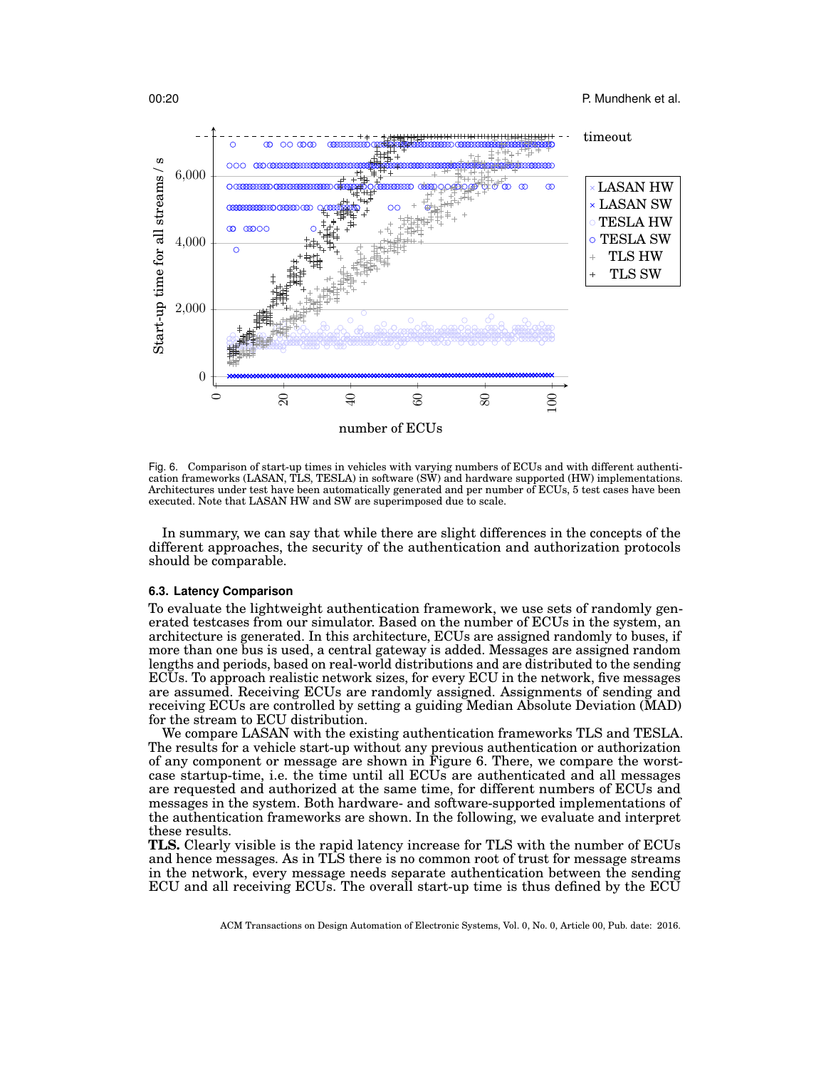Fig. 6. Comparison of start-up times in vehicles with varying numbers of ECUs and with different authentication frameworks (LASAN, TLS, TESLA) in software (SW) and hardware supported (HW) implementations. Architectures under test have been automatically generated and per number of ECUs, 5 test cases have been executed. Note that LASAN HW and SW are superimposed due to scale.

In summary, we can say that while there are slight differences in the concepts of the different approaches, the security of the authentication and authorization protocols should be comparable.

### 6.3. Latency Comparison

To evaluate the lightweight authentication framework, we use sets of randomly generated testcases from our simulator. Based on the number of ECUs in the system, an architecture is generated. In this architecture, ECUs are assigned randomly to buses, if more than one bus is used, a central gateway is added. Messages are assigned random lengths and periods, based on real-world distributions and are distributed to the sending ECUs. To approach realistic network sizes, for every ECU in the network, five messages are assumed. Receiving ECUs are randomly assigned. Assignments of sending and receiving ECUs are controlled by setting a guiding Median Absolute Deviation (MAD) for the stream to ECU distribution.

We compare LASAN with the existing authentication frameworks TLS and TESLA. The results for a vehicle start-up without any previous authentication or authorization of any component or message are shown in Figure 6. There, we compare the worst-case startup-time, i.e. the time until all ECUs are authenticated and all messages are requested and authorized at the same time, for different numbers of ECUs and messages in the system. Both hardware- and software-supported implementations of the authentication frameworks are shown. In the following, we evaluate and interpret these results.

**TLS.** Clearly visible is the rapid latency increase for TLS with the number of ECUs and hence messages. As in TLS there is no common root of trust for message streams in the network, every message needs separate authentication between the sending ECU and all receiving ECUs. The overall start-up time is thus defined by the ECU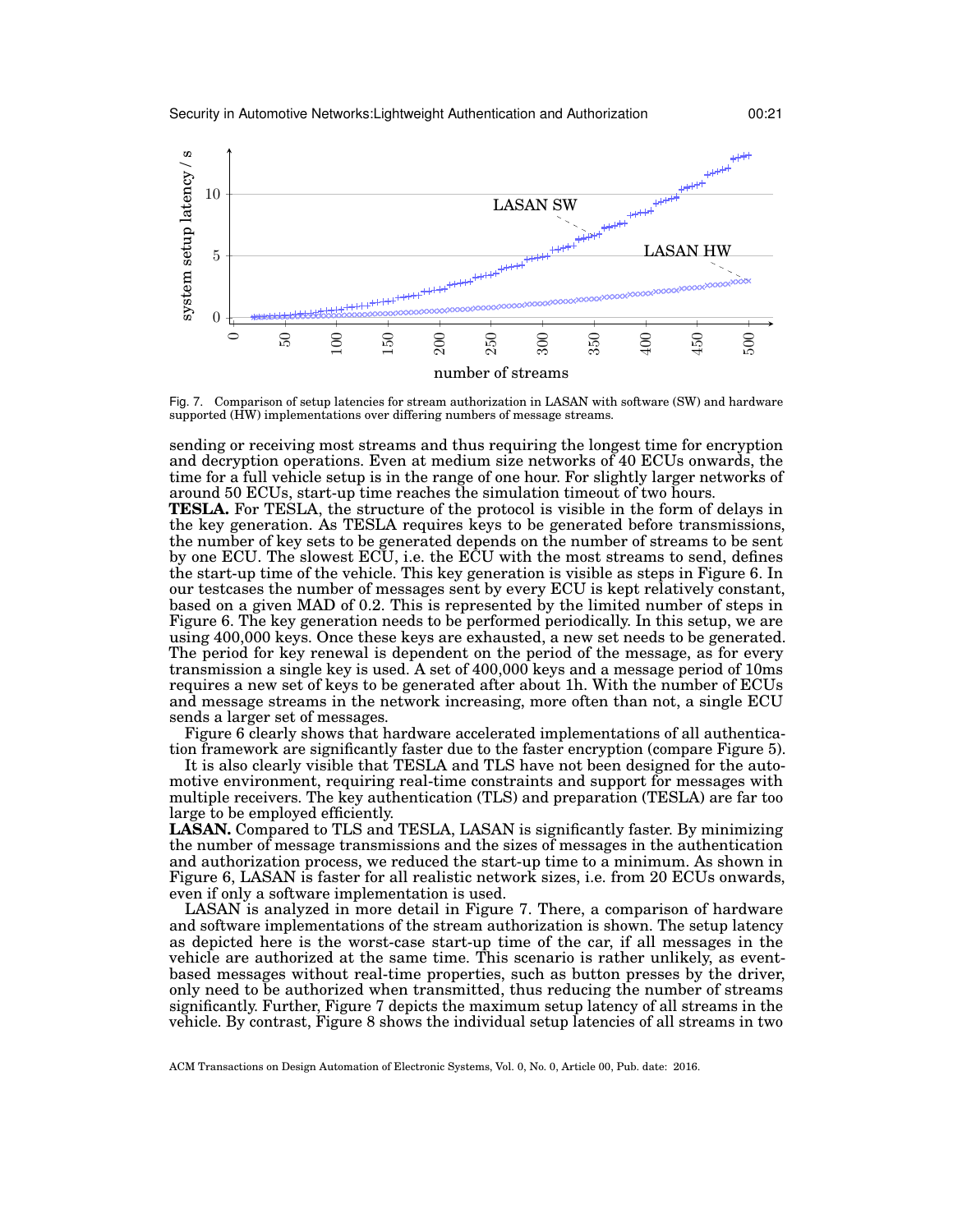Fig. 7. Comparison of setup latencies for stream authorization in LASAN with software (SW) and hardware supported (HW) implementations over differing numbers of message streams.

sending or receiving most streams and thus requiring the longest time for encryption and decryption operations. Even at medium size networks of 40 ECUs onwards, the time for a full vehicle setup is in the range of one hour. For slightly larger networks of around 50 ECUs, start-up time reaches the simulation timeout of two hours.

**TESLA.** For TESLA, the structure of the protocol is visible in the form of delays in the key generation. As TESLA requires keys to be generated before transmissions, the number of key sets to be generated depends on the number of streams to be sent by one ECU. The slowest ECU, i.e. the ECU with the most streams to send, defines the start-up time of the vehicle. This key generation is visible as steps in Figure 6. In our testcases the number of messages sent by every ECU is kept relatively constant, based on a given MAD of 0.2. This is represented by the limited number of steps in Figure 6. The key generation needs to be performed periodically. In this setup, we are using 400,000 keys. Once these keys are exhausted, a new set needs to be generated. The period for key renewal is dependent on the period of the message, as for every transmission a single key is used. A set of 400,000 keys and a message period of 10ms requires a new set of keys to be generated after about 1h. With the number of ECUs and message streams in the network increasing, more often than not, a single ECU sends a larger set of messages.

Figure 6 clearly shows that hardware accelerated implementations of all authentication framework are significantly faster due to the faster encryption (compare Figure 5).

It is also clearly visible that TESLA and TLS have not been designed for the automotive environment, requiring real-time constraints and support for messages with multiple receivers. The key authentication (TLS) and preparation (TESLA) are far too large to be employed efficiently.

**LASAN.** Compared to TLS and TESLA, LASAN is significantly faster. By minimizing the number of message transmissions and the sizes of messages in the authentication and authorization process, we reduced the start-up time to a minimum. As shown in Figure 6, LASAN is faster for all realistic network sizes, i.e. from 20 ECUs onwards, even if only a software implementation is used.

LASAN is analyzed in more detail in Figure 7. There, a comparison of hardware and software implementations of the stream authorization is shown. The setup latency as depicted here is the worst-case start-up time of the car, if all messages in the vehicle are authorized at the same time. This scenario is rather unlikely, as event-based messages without real-time properties, such as button presses by the driver, only need to be authorized when transmitted, thus reducing the number of streams significantly. Further, Figure 7 depicts the maximum setup latency of all streams in the vehicle. By contrast, Figure 8 shows the individual setup latencies of all streams in two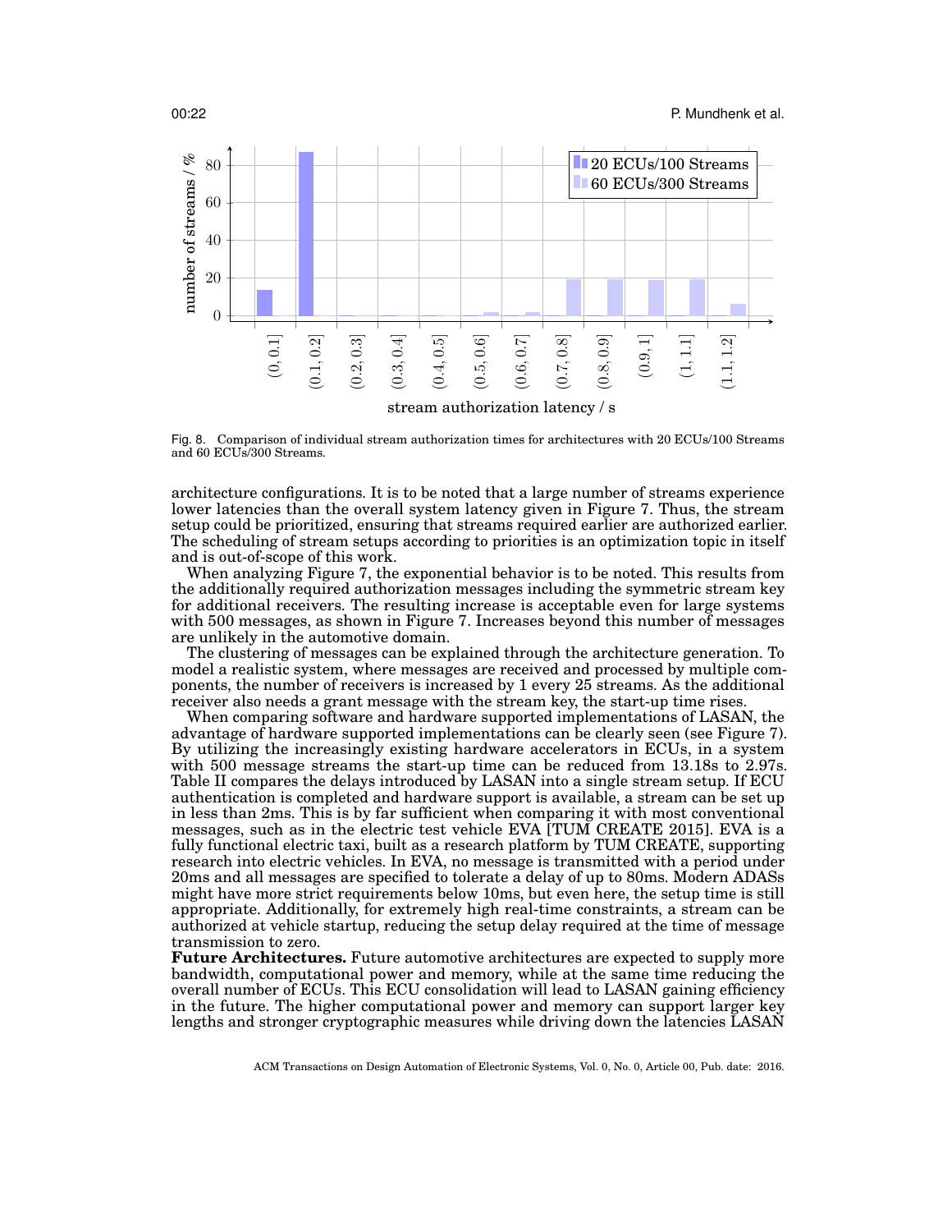Fig. 8. Comparison of individual stream authorization times for architectures with 20 ECUs/100 Streams and 60 ECUs/300 Streams.

architecture configurations. It is to be noted that a large number of streams experience lower latencies than the overall system latency given in Figure 7. Thus, the stream setup could be prioritized, ensuring that streams required earlier are authorized earlier. The scheduling of stream setups according to priorities is an optimization topic in itself and is out-of-scope of this work.

When analyzing Figure 7, the exponential behavior is to be noted. This results from the additionally required authorization messages including the symmetric stream key for additional receivers. The resulting increase is acceptable even for large systems with 500 messages, as shown in Figure 7. Increases beyond this number of messages are unlikely in the automotive domain.

The clustering of messages can be explained through the architecture generation. To model a realistic system, where messages are received and processed by multiple components, the number of receivers is increased by 1 every 25 streams. As the additional receiver also needs a grant message with the stream key, the start-up time rises.

When comparing software and hardware supported implementations of LASAN, the advantage of hardware supported implementations can be clearly seen (see Figure 7). By utilizing the increasingly existing hardware accelerators in ECUs, in a system with 500 message streams the start-up time can be reduced from 13.18s to 2.97s. Table II compares the delays introduced by LASAN into a single stream setup. If ECU authentication is completed and hardware support is available, a stream can be set up in less than 2ms. This is by far sufficient when comparing it with most conventional messages, such as in the electric test vehicle EVA [TUM CREATE 2015]. EVA is a fully functional electric taxi, built as a research platform by TUM CREATE, supporting research into electric vehicles. In EVA, no message is transmitted with a period under 20ms and all messages are specified to tolerate a delay of up to 80ms. Modern ADASs might have more strict requirements below 10ms, but even here, the setup time is still appropriate. Additionally, for extremely high real-time constraints, a stream can be authorized at vehicle startup, reducing the setup delay required at the time of message transmission to zero.

**Future Architectures.** Future automotive architectures are expected to supply more bandwidth, computational power and memory, while at the same time reducing the overall number of ECUs. This ECU consolidation will lead to LASAN gaining efficiency in the future. The higher computational power and memory can support larger key lengths and stronger cryptographic measures while driving down the latencies LASAN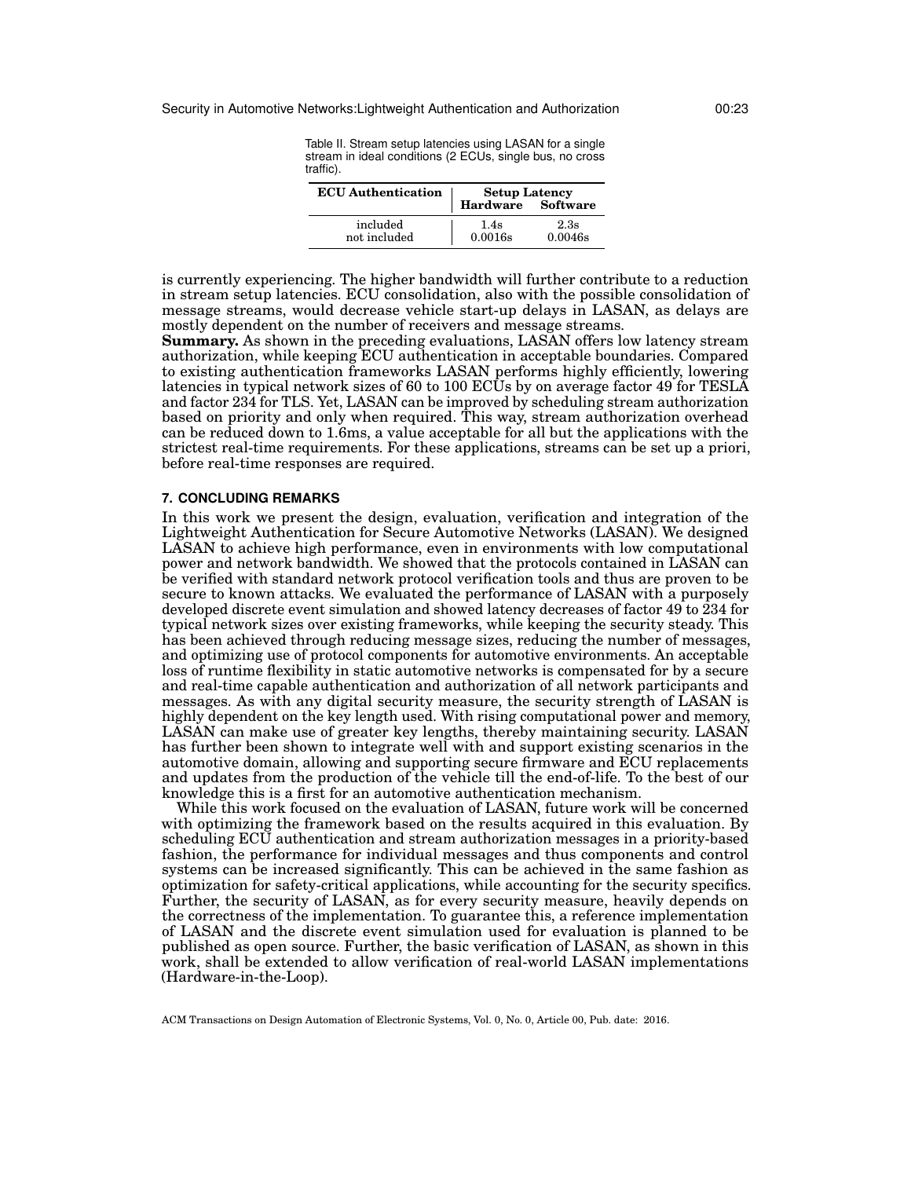Table II. Stream setup latencies using LASAN for a single stream in ideal conditions (2 ECUs, single bus, no cross traffic).

| ECU Authentication | Setup Latency | |
|---|---|---|
| | Hardware | Software |
| included | 1.4s | 2.3s |
| not included | 0.0016s | 0.0046s |

is currently experiencing. The higher bandwidth will further contribute to a reduction in stream setup latencies. ECU consolidation, also with the possible consolidation of message streams, would decrease vehicle start-up delays in LASAN, as delays are mostly dependent on the number of receivers and message streams.

**Summary.** As shown in the preceding evaluations, LASAN offers low latency stream authorization, while keeping ECU authentication in acceptable boundaries. Compared to existing authentication frameworks LASAN performs highly efficiently, lowering latencies in typical network sizes of 60 to 100 ECUs by on average factor 49 for TESLA and factor 234 for TLS. Yet, LASAN can be improved by scheduling stream authorization based on priority and only when required. This way, stream authorization overhead can be reduced down to 1.6ms, a value acceptable for all but the applications with the strictest real-time requirements. For these applications, streams can be set up a priori, before real-time responses are required.

## 7. CONCLUDING REMARKS

In this work we present the design, evaluation, verification and integration of the Lightweight Authentication for Secure Automotive Networks (LASAN). We designed LASAN to achieve high performance, even in environments with low computational power and network bandwidth. We showed that the protocols contained in LASAN can be verified with standard network protocol verification tools and thus are proven to be secure to known attacks. We evaluated the performance of LASAN with a purposely developed discrete event simulation and showed latency decreases of factor 49 to 234 for typical network sizes over existing frameworks, while keeping the security steady. This has been achieved through reducing message sizes, reducing the number of messages, and optimizing use of protocol components for automotive environments. An acceptable loss of runtime flexibility in static automotive networks is compensated for by a secure and real-time capable authentication and authorization of all network participants and messages. As with any digital security measure, the security strength of LASAN is highly dependent on the key length used. With rising computational power and memory, LASAN can make use of greater key lengths, thereby maintaining security. LASAN has further been shown to integrate well with and support existing scenarios in the automotive domain, allowing and supporting secure firmware and ECU replacements and updates from the production of the vehicle till the end-of-life. To the best of our knowledge this is a first for an automotive authentication mechanism.

While this work focused on the evaluation of LASAN, future work will be concerned with optimizing the framework based on the results acquired in this evaluation. By scheduling ECU authentication and stream authorization messages in a priority-based fashion, the performance for individual messages and thus components and control systems can be increased significantly. This can be achieved in the same fashion as optimization for safety-critical applications, while accounting for the security specifics. Further, the security of LASAN, as for every security measure, heavily depends on the correctness of the implementation. To guarantee this, a reference implementation of LASAN and the discrete event simulation used for evaluation is planned to be published as open source. Further, the basic verification of LASAN, as shown in this work, shall be extended to allow verification of real-world LASAN implementations (Hardware-in-the-Loop).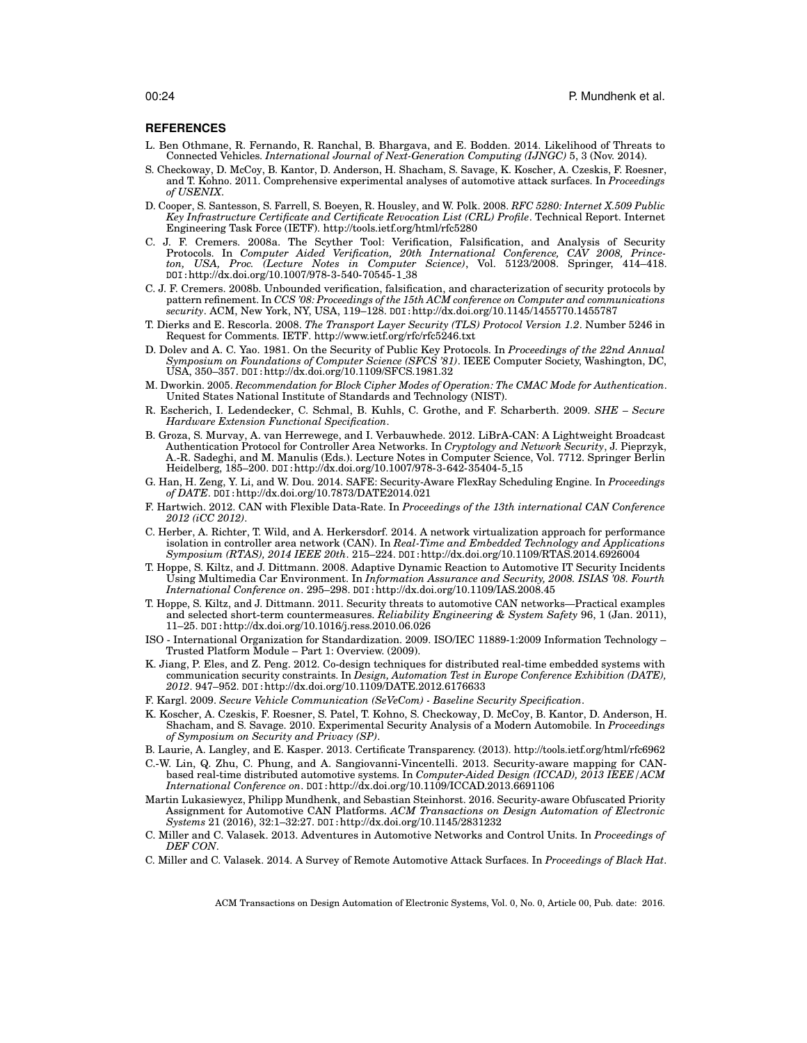## REFERENCES

L. Ben Othmane, R. Fernando, R. Ranchal, B. Bhargava, and E. Bodden. 2014. Likelihood of Threats to Connected Vehicles. *International Journal of Next-Generation Computing (IJNGC)* 5, 3 (Nov. 2014).

S. Checkoway, D. McCoy, B. Kantor, D. Anderson, H. Shacham, S. Savage, K. Koscher, A. Czeskis, F. Roesner, and T. Kohno. 2011. Comprehensive experimental analyses of automotive attack surfaces. In *Proceedings of USENIX*.

D. Cooper, S. Santesson, S. Farrell, S. Boeyen, R. Housley, and W. Polk. 2008. *RFC 5280: Internet X.509 Public Key Infrastructure Certificate and Certificate Revocation List (CRL) Profile*. Technical Report. Internet Engineering Task Force (IETF). http://tools.ietf.org/html/rfc5280

C. J. F. Cremers. 2008a. The Scyther Tool: Verification, Falsification, and Analysis of Security Protocols. In *Computer Aided Verification, 20th International Conference, CAV 2008, Princeton, USA, Proc. (Lecture Notes in Computer Science)*, Vol. 5123/2008. Springer, 414–418. DOI:http://dx.doi.org/10.1007/978-3-540-70545-1_38

C. J. F. Cremers. 2008b. Unbounded verification, falsification, and characterization of security protocols by pattern refinement. In *CCS '08: Proceedings of the 15th ACM conference on Computer and communications security*. ACM, New York, NY, USA, 119–128. DOI:http://dx.doi.org/10.1145/1455770.1455787

T. Dierks and E. Rescorla. 2008. *The Transport Layer Security (TLS) Protocol Version 1.2*. Number 5246 in Request for Comments. IETF. http://www.ietf.org/rfc/rfc5246.txt

D. Dolev and A. C. Yao. 1981. On the Security of Public Key Protocols. In *Proceedings of the 22nd Annual Symposium on Foundations of Computer Science (SFCS '81)*. IEEE Computer Society, Washington, DC, USA, 350–357. DOI:http://dx.doi.org/10.1109/SFCS.1981.32

M. Dworkin. 2005. *Recommendation for Block Cipher Modes of Operation: The CMAC Mode for Authentication*. United States National Institute of Standards and Technology (NIST).

R. Escherich, I. Ledendecker, C. Schmal, B. Kuhls, C. Grothe, and F. Scharberth. 2009. *SHE – Secure Hardware Extension Functional Specification*.

B. Groza, S. Murvay, A. van Herrewege, and I. Verbauwhede. 2012. LiBrA-CAN: A Lightweight Broadcast Authentication Protocol for Controller Area Networks. In *Cryptology and Network Security*, J. Pieprzyk, A.-R. Sadeghi, and M. Manulis (Eds.). Lecture Notes in Computer Science, Vol. 7712. Springer Berlin Heidelberg, 185–200. DOI:http://dx.doi.org/10.1007/978-3-642-35404-5_15

G. Han, H. Zeng, Y. Li, and W. Dou. 2014. SAFE: Security-Aware FlexRay Scheduling Engine. In *Proceedings of DATE*. DOI:http://dx.doi.org/10.7873/DATE2014.021

F. Hartwich. 2012. CAN with Flexible Data-Rate. In *Proceedings of the 13th international CAN Conference 2012 (iCC 2012)*.

C. Herber, A. Richter, T. Wild, and A. Herkersdorf. 2014. A network virtualization approach for performance isolation in controller area network (CAN). In *Real-Time and Embedded Technology and Applications Symposium (RTAS), 2014 IEEE 20th*. 215–224. DOI:http://dx.doi.org/10.1109/RTAS.2014.6926004

T. Hoppe, S. Kiltz, and J. Dittmann. 2008. Adaptive Dynamic Reaction to Automotive IT Security Incidents Using Multimedia Car Environment. In *Information Assurance and Security, 2008. ISIAS '08. Fourth International Conference on*. 295–298. DOI:http://dx.doi.org/10.1109/IAS.2008.45

T. Hoppe, S. Kiltz, and J. Dittmann. 2011. Security threats to automotive CAN networks—Practical examples and selected short-term countermeasures. *Reliability Engineering & System Safety* 96, 1 (Jan. 2011), 11–25. DOI:http://dx.doi.org/10.1016/j.ress.2010.06.026

ISO - International Organization for Standardization. 2009. ISO/IEC 11889-1:2009 Information Technology – Trusted Platform Module – Part 1: Overview. (2009).

K. Jiang, P. Eles, and Z. Peng. 2012. Co-design techniques for distributed real-time embedded systems with communication security constraints. In *Design, Automation Test in Europe Conference Exhibition (DATE), 2012*. 947–952. DOI:http://dx.doi.org/10.1109/DATE.2012.6176633

F. Kargl. 2009. *Secure Vehicle Communication (SeVeCom) - Baseline Security Specification*.

K. Koscher, A. Czeskis, F. Roesner, S. Patel, T. Kohno, S. Checkoway, D. McCoy, B. Kantor, D. Anderson, H. Shacham, and S. Savage. 2010. Experimental Security Analysis of a Modern Automobile. In *Proceedings of Symposium on Security and Privacy (SP)*.

B. Laurie, A. Langley, and E. Kasper. 2013. Certificate Transparency. (2013). http://tools.ietf.org/html/rfc6962

C.-W. Lin, Q. Zhu, C. Phung, and A. Sangiovanni-Vincentelli. 2013. Security-aware mapping for CAN-based real-time distributed automotive systems. In *Computer-Aided Design (ICCAD), 2013 IEEE/ACM International Conference on*. DOI:http://dx.doi.org/10.1109/ICCAD.2013.6691106

Martin Lukasiewycz, Philipp Mundhenk, and Sebastian Steinhorst. 2016. Security-aware Obfuscated Priority Assignment for Automotive CAN Platforms. *ACM Transactions on Design Automation of Electronic Systems* 21 (2016), 32:1–32:27. DOI:http://dx.doi.org/10.1145/2831232

C. Miller and C. Valasek. 2013. Adventures in Automotive Networks and Control Units. In *Proceedings of DEF CON*.

C. Miller and C. Valasek. 2014. A Survey of Remote Automotive Attack Surfaces. In *Proceedings of Black Hat*.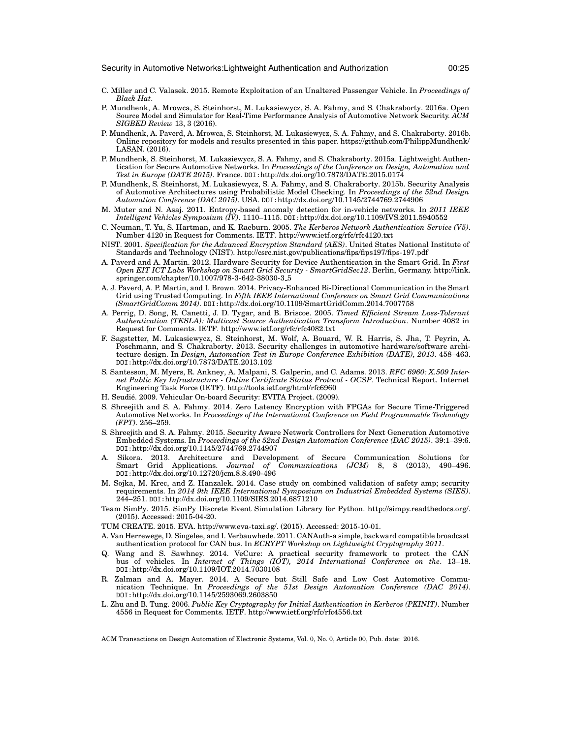C. Miller and C. Valasek. 2015. Remote Exploitation of an Unaltered Passenger Vehicle. In *Proceedings of Black Hat*.

P. Mundhenk, A. Mrowca, S. Steinhorst, M. Lukasiewycz, S. A. Fahmy, and S. Chakraborty. 2016a. Open Source Model and Simulator for Real-Time Performance Analysis of Automotive Network Security. *ACM SIGBED Review* 13, 3 (2016).

P. Mundhenk, A. Paverd, A. Mrowca, S. Steinhorst, M. Lukasiewycz, S. A. Fahmy, and S. Chakraborty. 2016b. Online repository for models and results presented in this paper. https://github.com/PhilippMundhenk/LASAN. (2016).

P. Mundhenk, S. Steinhorst, M. Lukasiewycz, S. A. Fahmy, and S. Chakraborty. 2015a. Lightweight Authentication for Secure Automotive Networks. In *Proceedings of the Conference on Design, Automation and Test in Europe (DATE 2015)*. France. DOI:http://dx.doi.org/10.7873/DATE.2015.0174

P. Mundhenk, S. Steinhorst, M. Lukasiewycz, S. A. Fahmy, and S. Chakraborty. 2015b. Security Analysis of Automotive Architectures using Probabilistic Model Checking. In *Proceedings of the 52nd Design Automation Conference (DAC 2015)*. USA. DOI:http://dx.doi.org/10.1145/2744769.2744906

M. Muter and N. Asaj. 2011. Entropy-based anomaly detection for in-vehicle networks. In *2011 IEEE Intelligent Vehicles Symposium (IV)*. 1110–1115. DOI:http://dx.doi.org/10.1109/IVS.2011.5940552

C. Neuman, T. Yu, S. Hartman, and K. Raeburn. 2005. *The Kerberos Network Authentication Service (V5)*. Number 4120 in Request for Comments. IETF. http://www.ietf.org/rfc/rfc4120.txt

NIST. 2001. *Specification for the Advanced Encryption Standard (AES)*. United States National Institute of Standards and Technology (NIST). http://csrc.nist.gov/publications/fips/fips197/fips-197.pdf

A. Paverd and A. Martin. 2012. Hardware Security for Device Authentication in the Smart Grid. In *First Open EIT ICT Labs Workshop on Smart Grid Security - SmartGridSec12*. Berlin, Germany. http://link.springer.com/chapter/10.1007/978-3-642-38030-3_5

A. J. Paverd, A. P. Martin, and I. Brown. 2014. Privacy-Enhanced Bi-Directional Communication in the Smart Grid using Trusted Computing. In *Fifth IEEE International Conference on Smart Grid Communications (SmartGridComm 2014)*. DOI:http://dx.doi.org/10.1109/SmartGridComm.2014.7007758

A. Perrig, D. Song, R. Canetti, J. D. Tygar, and B. Briscoe. 2005. *Timed Efficient Stream Loss-Tolerant Authentication (TESLA): Multicast Source Authentication Transform Introduction*. Number 4082 in Request for Comments. IETF. http://www.ietf.org/rfc/rfc4082.txt

F. Sagstetter, M. Lukasiewycz, S. Steinhorst, M. Wolf, A. Bouard, W. R. Harris, S. Jha, T. Peyrin, A. Poschmann, and S. Chakraborty. 2013. Security challenges in automotive hardware/software architecture design. In *Design, Automation Test in Europe Conference Exhibition (DATE), 2013*. 458–463. DOI:http://dx.doi.org/10.7873/DATE.2013.102

S. Santesson, M. Myers, R. Ankney, A. Malpani, S. Galperin, and C. Adams. 2013. *RFC 6960: X.509 Internet Public Key Infrastructure - Online Certificate Status Protocol - OCSP*. Technical Report. Internet Engineering Task Force (IETF). http://tools.ietf.org/html/rfc6960

H. Seudié. 2009. Vehicular On-board Security: EVITA Project. (2009).

S. Shreejith and S. A. Fahmy. 2014. Zero Latency Encryption with FPGAs for Secure Time-Triggered Automotive Networks. In *Proceedings of the International Conference on Field Programmable Technology (FPT)*. 256–259.

S. Shreejith and S. A. Fahmy. 2015. Security Aware Network Controllers for Next Generation Automotive Embedded Systems. In *Proceedings of the 52nd Design Automation Conference (DAC 2015)*. 39:1–39:6. DOI:http://dx.doi.org/10.1145/2744769.2744907

A. Sikora. 2013. Architecture and Development of Secure Communication Solutions for Smart Grid Applications. *Journal of Communications (JCM)* 8, 8 (2013), 490–496. DOI:http://dx.doi.org/10.12720/jcm.8.8.490-496

M. Sojka, M. Krec, and Z. Hanzalek. 2014. Case study on combined validation of safety amp; security requirements. In *2014 9th IEEE International Symposium on Industrial Embedded Systems (SIES)*. 244–251. DOI:http://dx.doi.org/10.1109/SIES.2014.6871210

Team SimPy. 2015. SimPy Discrete Event Simulation Library for Python. http://simpy.readthedocs.org/. (2015). Accessed: 2015-04-20.

TUM CREATE. 2015. EVA. http://www.eva-taxi.sg/. (2015). Accessed: 2015-10-01.

A. Van Herrewege, D. Singelee, and I. Verbauwhede. 2011. CANAuth-a simple, backward compatible broadcast authentication protocol for CAN bus. In *ECRYPT Workshop on Lightweight Cryptography 2011*.

Q. Wang and S. Sawhney. 2014. VeCure: A practical security framework to protect the CAN bus of vehicles. In *Internet of Things (IOT), 2014 International Conference on the*. 13–18. DOI:http://dx.doi.org/10.1109/IOT.2014.7030108

R. Zalman and A. Mayer. 2014. A Secure but Still Safe and Low Cost Automotive Communication Technique. In *Proceedings of the 51st Design Automation Conference (DAC 2014)*. DOI:http://dx.doi.org/10.1145/2593069.2603850

L. Zhu and B. Tung. 2006. *Public Key Cryptography for Initial Authentication in Kerberos (PKINIT)*. Number 4556 in Request for Comments. IETF. http://www.ietf.org/rfc/rfc4556.txt